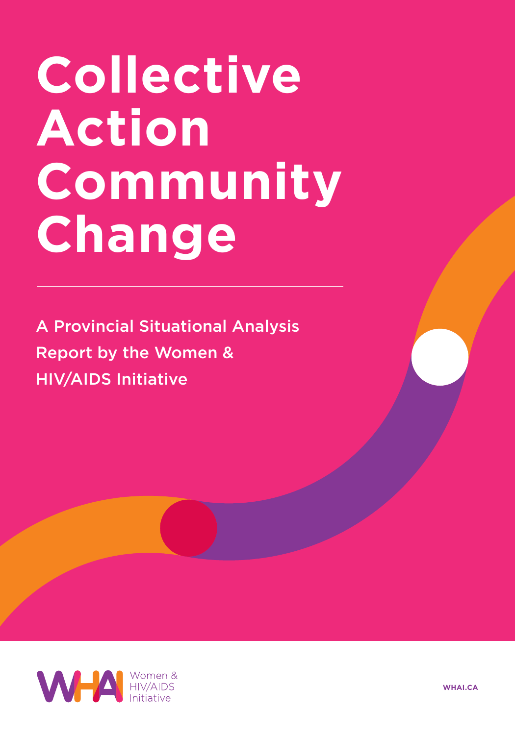# Collective Action Community Change

A Provincial Situational Analysis Report by the Women & HIV/AIDS Initiative

Women & HIV/AIDS Initiative

WHAI.CA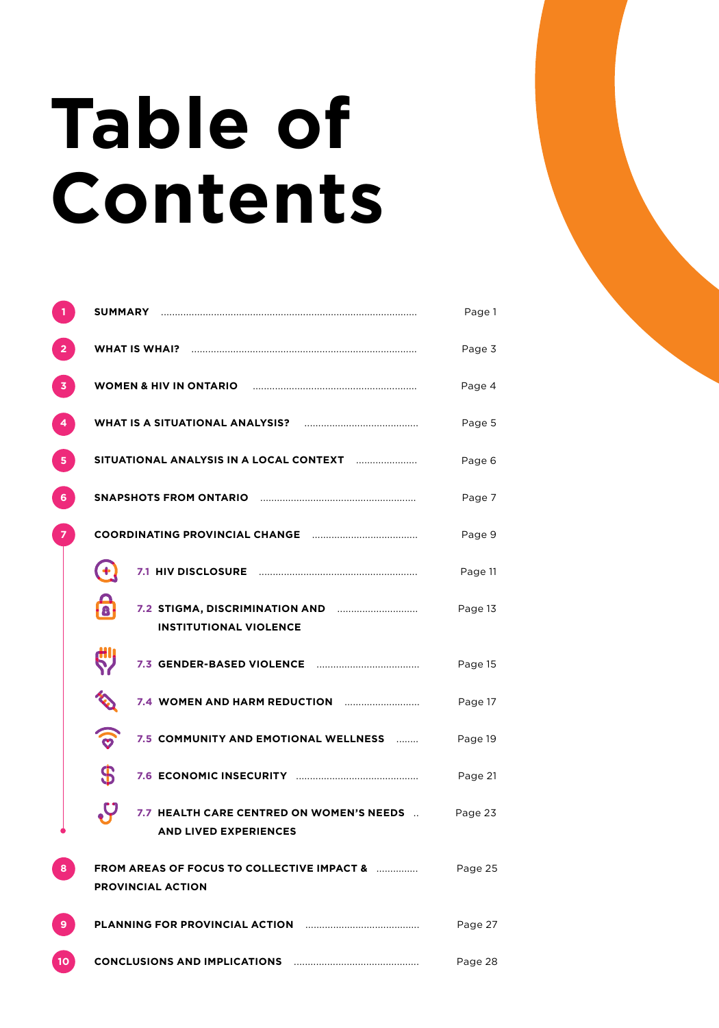# Table of Contents

1. SUMMARY ........ Page 1
2. WHAT IS WHAI? ........ Page 3
3. WOMEN & HIV IN ONTARIO ........ Page 4
4. WHAT IS A SITUATIONAL ANALYSIS? ........ Page 5
5. SITUATIONAL ANALYSIS IN A LOCAL CONTEXT ........ Page 6
6. SNAPSHOTS FROM ONTARIO ........ Page 7
7. COORDINATING PROVINCIAL CHANGE ........ Page 9
   - 7.1 HIV DISCLOSURE ........ Page 11
   - 7.2 STIGMA, DISCRIMINATION AND INSTITUTIONAL VIOLENCE ........ Page 13
   - 7.3 GENDER-BASED VIOLENCE ........ Page 15
   - 7.4 WOMEN AND HARM REDUCTION ........ Page 17
   - 7.5 COMMUNITY AND EMOTIONAL WELLNESS ........ Page 19
   - 7.6 ECONOMIC INSECURITY ........ Page 21
   - 7.7 HEALTH CARE CENTRED ON WOMEN'S NEEDS AND LIVED EXPERIENCES ........ Page 23
8. FROM AREAS OF FOCUS TO COLLECTIVE IMPACT & PROVINCIAL ACTION ........ Page 25
9. PLANNING FOR PROVINCIAL ACTION ........ Page 27
10. CONCLUSIONS AND IMPLICATIONS ........ Page 28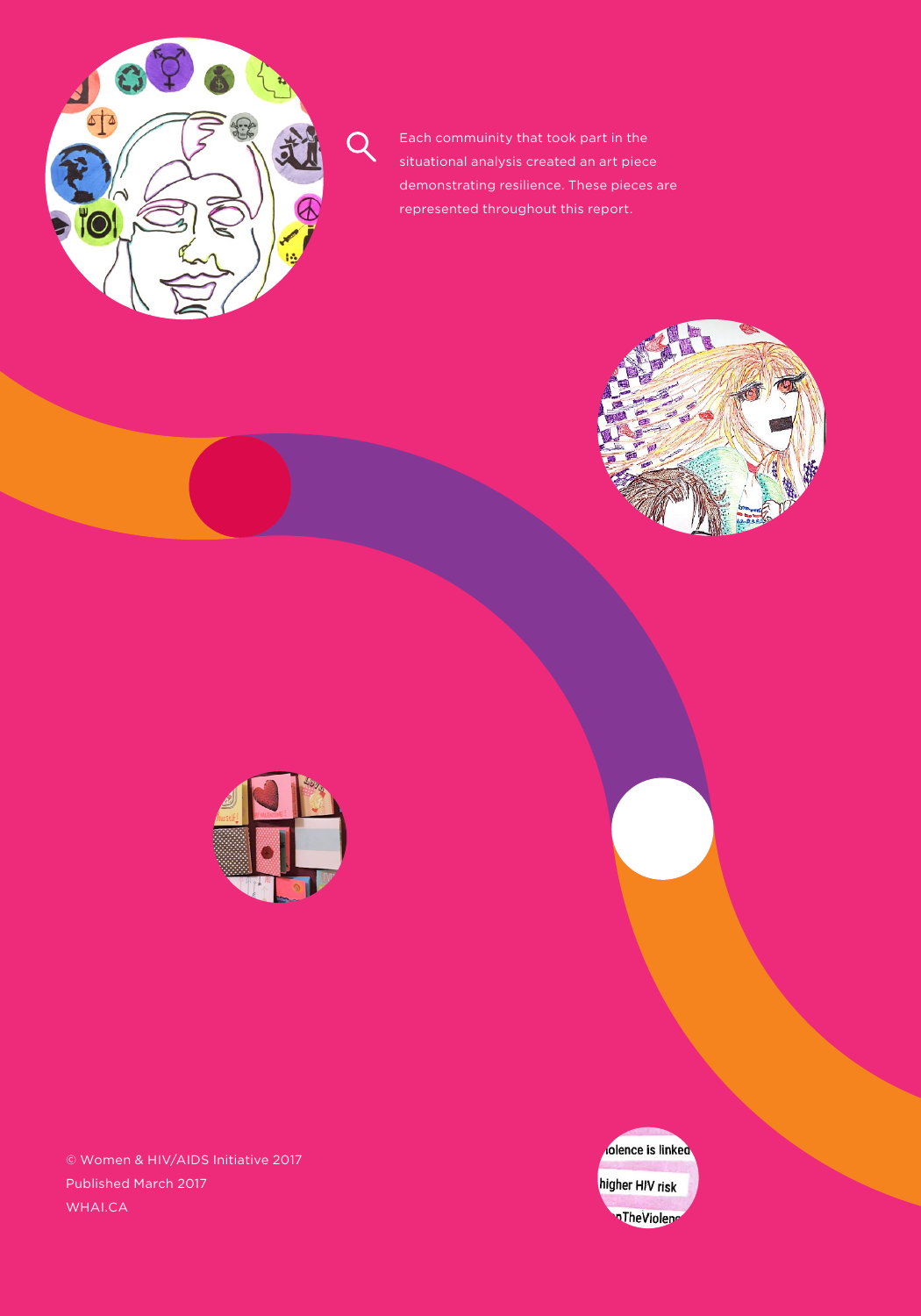Each commuinity that took part in the situational analysis created an art piece demonstrating resilience. These pieces are represented throughout this report.

© Women & HIV/AIDS Initiative 2017
Published March 2017
WHAI.CA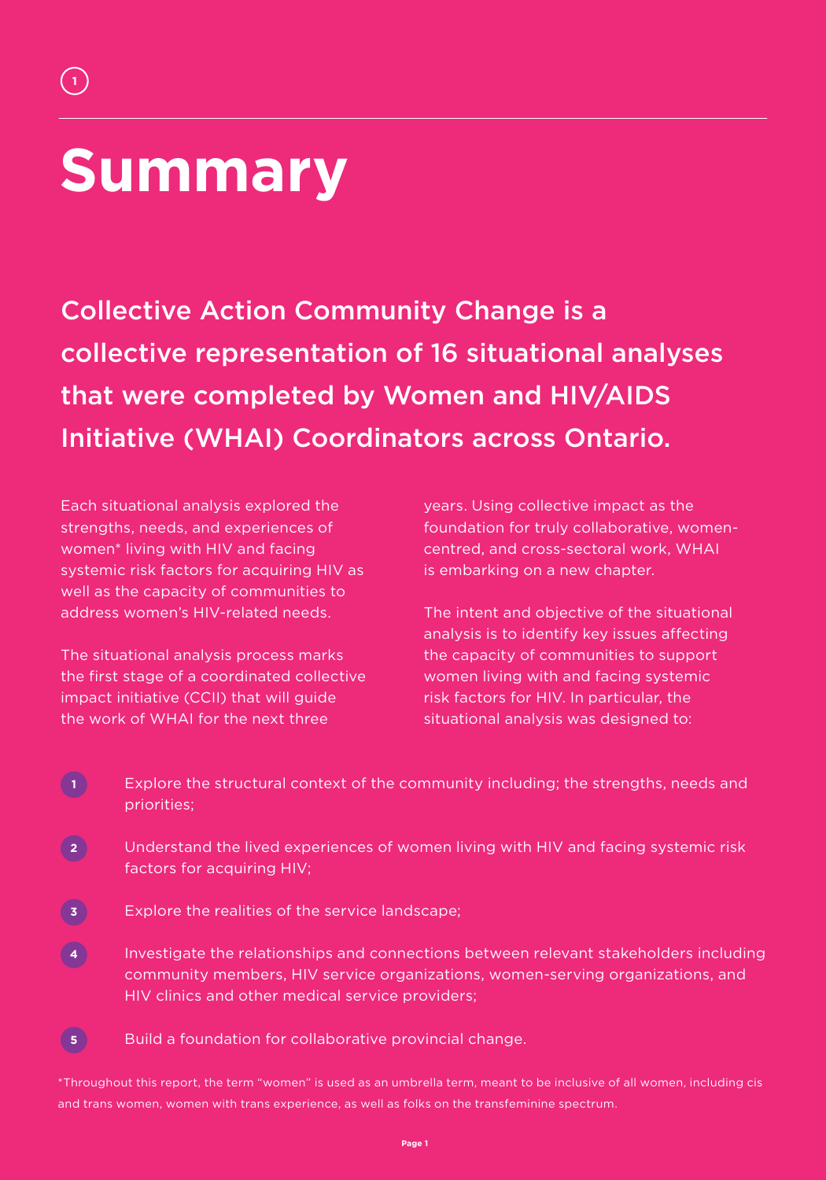# Summary

## Collective Action Community Change is a collective representation of 16 situational analyses that were completed by Women and HIV/AIDS Initiative (WHAI) Coordinators across Ontario.

Each situational analysis explored the strengths, needs, and experiences of women* living with HIV and facing systemic risk factors for acquiring HIV as well as the capacity of communities to address women's HIV-related needs.

The situational analysis process marks the first stage of a coordinated collective impact initiative (CCII) that will guide the work of WHAI for the next three years. Using collective impact as the foundation for truly collaborative, women-centred, and cross-sectoral work, WHAI is embarking on a new chapter.

The intent and objective of the situational analysis is to identify key issues affecting the capacity of communities to support women living with and facing systemic risk factors for HIV. In particular, the situational analysis was designed to:

1. Explore the structural context of the community including; the strengths, needs and priorities;
2. Understand the lived experiences of women living with HIV and facing systemic risk factors for acquiring HIV;
3. Explore the realities of the service landscape;
4. Investigate the relationships and connections between relevant stakeholders including community members, HIV service organizations, women-serving organizations, and HIV clinics and other medical service providers;
5. Build a foundation for collaborative provincial change.

*Throughout this report, the term "women" is used as an umbrella term, meant to be inclusive of all women, including cis and trans women, women with trans experience, as well as folks on the transfeminine spectrum.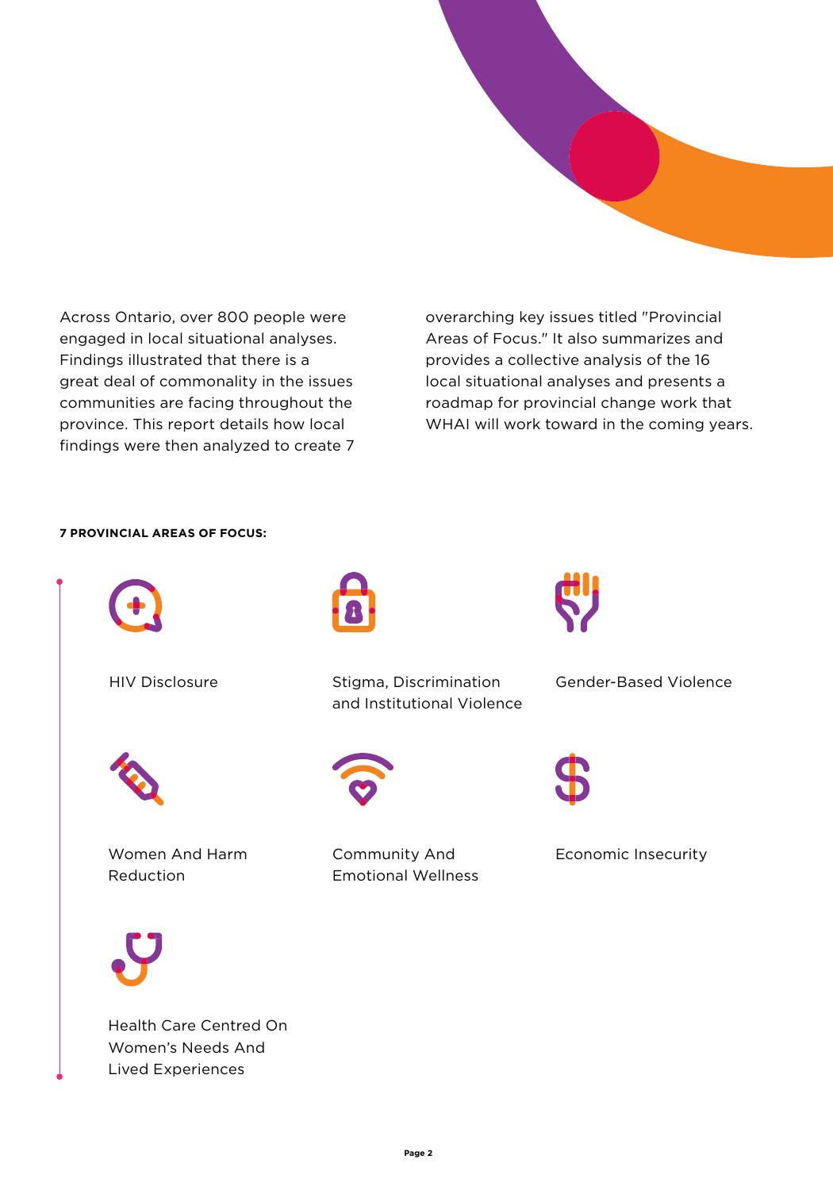Across Ontario, over 800 people were engaged in local situational analyses. Findings illustrated that there is a great deal of commonality in the issues communities are facing throughout the province. This report details how local findings were then analyzed to create 7 overarching key issues titled "Provincial Areas of Focus." It also summarizes and provides a collective analysis of the 16 local situational analyses and presents a roadmap for provincial change work that WHAI will work toward in the coming years.

**7 PROVINCIAL AREAS OF FOCUS:**

- HIV Disclosure
- Stigma, Discrimination and Institutional Violence
- Gender-Based Violence
- Women And Harm Reduction
- Community And Emotional Wellness
- Economic Insecurity
- Health Care Centred On Women's Needs And Lived Experiences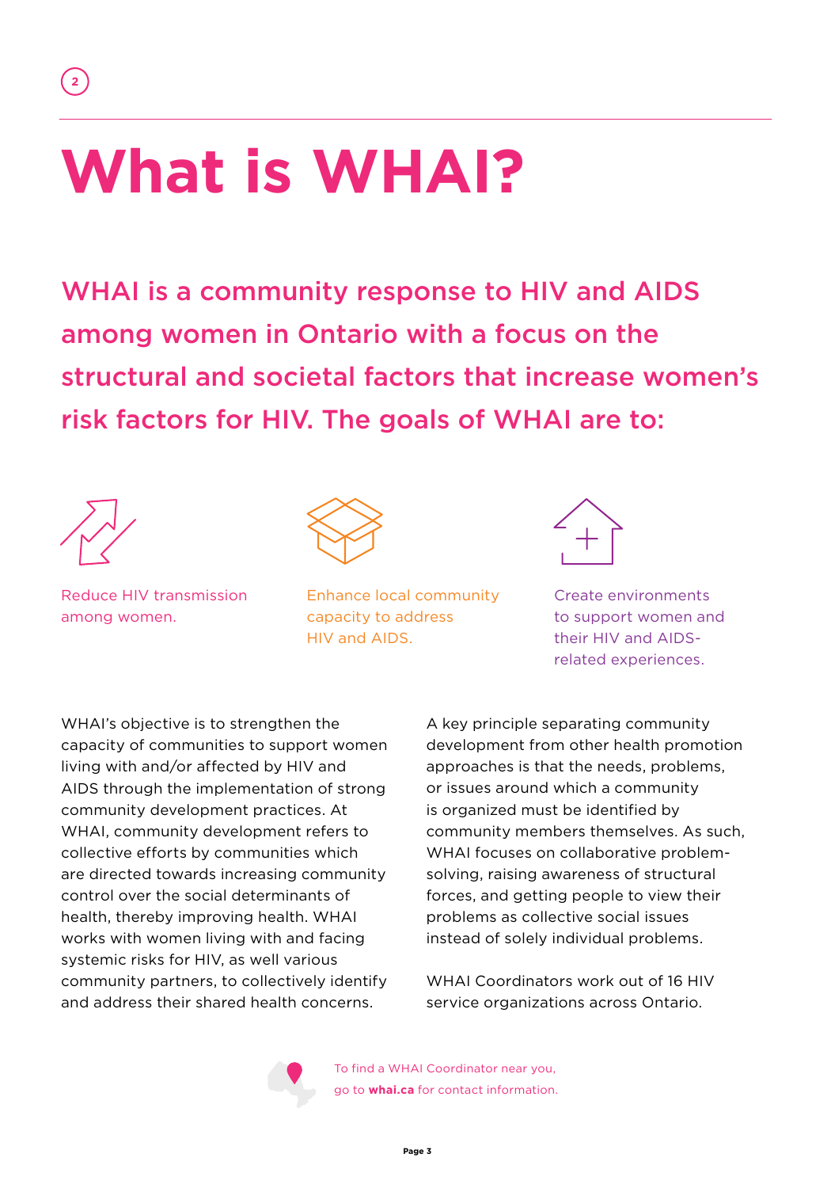# What is WHAI?

## WHAI is a community response to HIV and AIDS among women in Ontario with a focus on the structural and societal factors that increase women's risk factors for HIV. The goals of WHAI are to:

- Reduce HIV transmission among women.
- Enhance local community capacity to address HIV and AIDS.
- Create environments to support women and their HIV and AIDS-related experiences.

WHAI's objective is to strengthen the capacity of communities to support women living with and/or affected by HIV and AIDS through the implementation of strong community development practices. At WHAI, community development refers to collective efforts by communities which are directed towards increasing community control over the social determinants of health, thereby improving health. WHAI works with women living with and facing systemic risks for HIV, as well various community partners, to collectively identify and address their shared health concerns.

A key principle separating community development from other health promotion approaches is that the needs, problems, or issues around which a community is organized must be identified by community members themselves. As such, WHAI focuses on collaborative problem-solving, raising awareness of structural forces, and getting people to view their problems as collective social issues instead of solely individual problems.

WHAI Coordinators work out of 16 HIV service organizations across Ontario.

To find a WHAI Coordinator near you, go to **whai.ca** for contact information.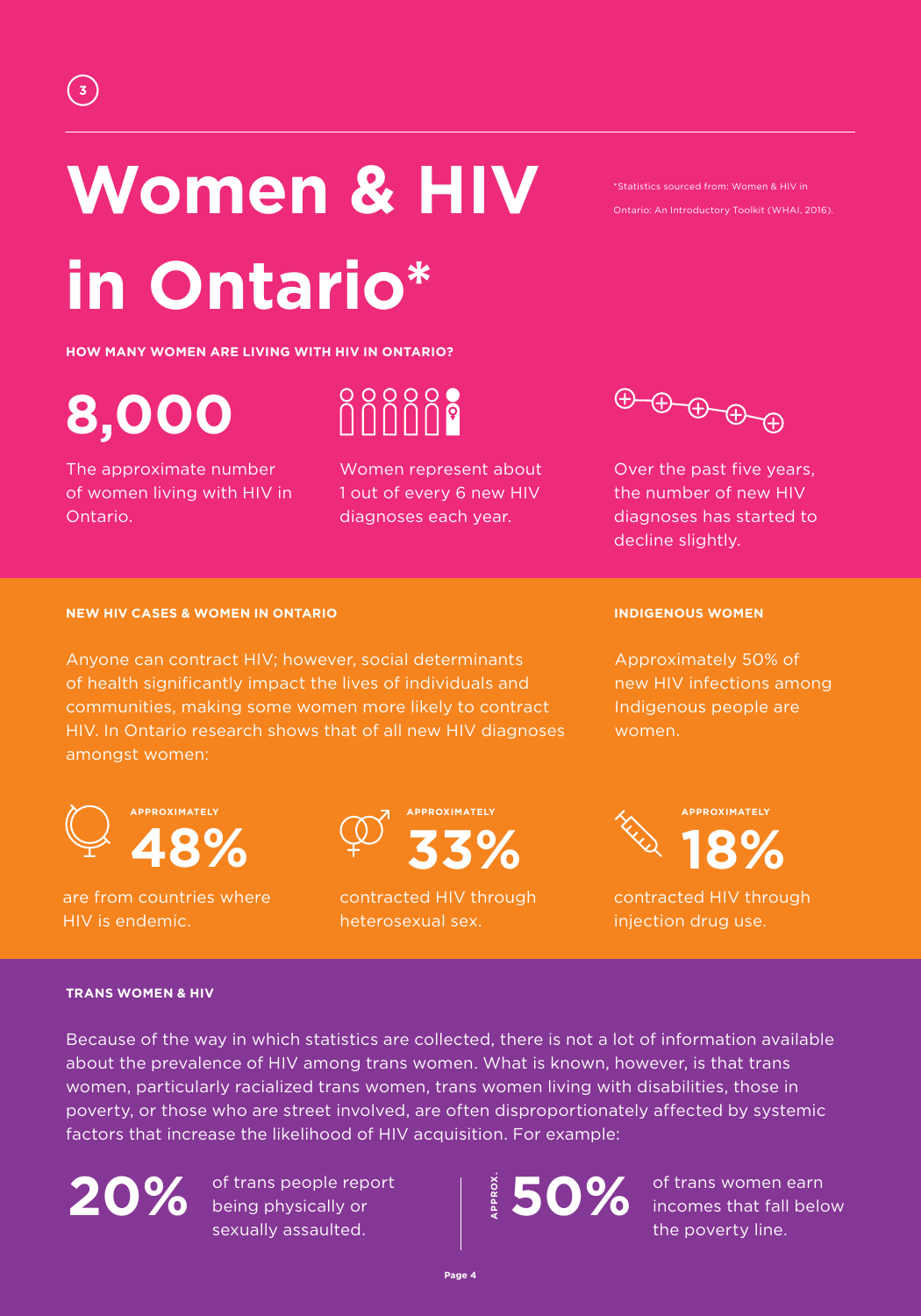# Women & HIV in Ontario*

*Statistics sourced from: Women & HIV in Ontario: An Introductory Toolkit (WHAI, 2016).

**HOW MANY WOMEN ARE LIVING WITH HIV IN ONTARIO?**

**8,000**

The approximate number of women living with HIV in Ontario.

Women represent about 1 out of every 6 new HIV diagnoses each year.

Over the past five years, the number of new HIV diagnoses has started to decline slightly.

**NEW HIV CASES & WOMEN IN ONTARIO**

Anyone can contract HIV; however, social determinants of health significantly impact the lives of individuals and communities, making some women more likely to contract HIV. In Ontario research shows that of all new HIV diagnoses amongst women:

APPROXIMATELY **48%** are from countries where HIV is endemic.

APPROXIMATELY **33%** contracted HIV through heterosexual sex.

APPROXIMATELY **18%** contracted HIV through injection drug use.

**INDIGENOUS WOMEN**

Approximately 50% of new HIV infections among Indigenous people are women.

**TRANS WOMEN & HIV**

Because of the way in which statistics are collected, there is not a lot of information available about the prevalence of HIV among trans women. What is known, however, is that trans women, particularly racialized trans women, trans women living with disabilities, those in poverty, or those who are street involved, are often disproportionately affected by systemic factors that increase the likelihood of HIV acquisition. For example:

**20%** of trans people report being physically or sexually assaulted.

APPROX. **50%** of trans women earn incomes that fall below the poverty line.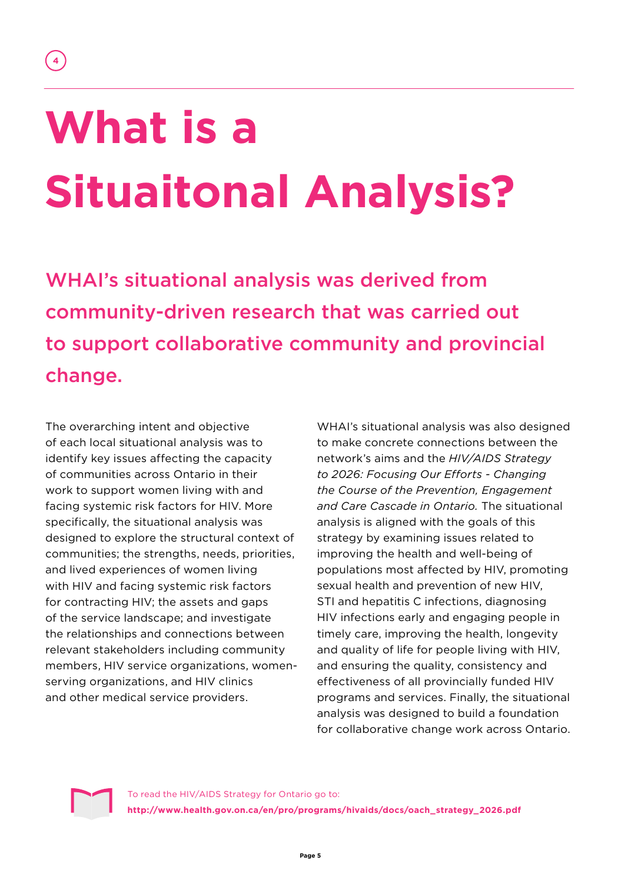# What is a Situaitonal Analysis?

## WHAI's situational analysis was derived from community-driven research that was carried out to support collaborative community and provincial change.

The overarching intent and objective of each local situational analysis was to identify key issues affecting the capacity of communities across Ontario in their work to support women living with and facing systemic risk factors for HIV. More specifically, the situational analysis was designed to explore the structural context of communities; the strengths, needs, priorities, and lived experiences of women living with HIV and facing systemic risk factors for contracting HIV; the assets and gaps of the service landscape; and investigate the relationships and connections between relevant stakeholders including community members, HIV service organizations, women-serving organizations, and HIV clinics and other medical service providers.

WHAI's situational analysis was also designed to make concrete connections between the network's aims and the *HIV/AIDS Strategy to 2026: Focusing Our Efforts - Changing the Course of the Prevention, Engagement and Care Cascade in Ontario.* The situational analysis is aligned with the goals of this strategy by examining issues related to improving the health and well-being of populations most affected by HIV, promoting sexual health and prevention of new HIV, STI and hepatitis C infections, diagnosing HIV infections early and engaging people in timely care, improving the health, longevity and quality of life for people living with HIV, and ensuring the quality, consistency and effectiveness of all provincially funded HIV programs and services. Finally, the situational analysis was designed to build a foundation for collaborative change work across Ontario.

To read the HIV/AIDS Strategy for Ontario go to:
**http://www.health.gov.on.ca/en/pro/programs/hivaids/docs/oach_strategy_2026.pdf**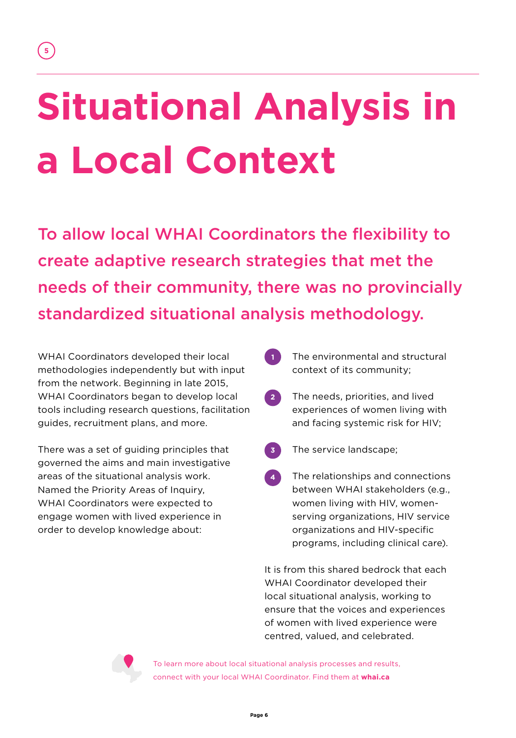# Situational Analysis in a Local Context

**To allow local WHAI Coordinators the flexibility to create adaptive research strategies that met the needs of their community, there was no provincially standardized situational analysis methodology.**

WHAI Coordinators developed their local methodologies independently but with input from the network. Beginning in late 2015, WHAI Coordinators began to develop local tools including research questions, facilitation guides, recruitment plans, and more.

There was a set of guiding principles that governed the aims and main investigative areas of the situational analysis work. Named the Priority Areas of Inquiry, WHAI Coordinators were expected to engage women with lived experience in order to develop knowledge about:

1. The environmental and structural context of its community;
2. The needs, priorities, and lived experiences of women living with and facing systemic risk for HIV;
3. The service landscape;
4. The relationships and connections between WHAI stakeholders (e.g., women living with HIV, women-serving organizations, HIV service organizations and HIV-specific programs, including clinical care).

It is from this shared bedrock that each WHAI Coordinator developed their local situational analysis, working to ensure that the voices and experiences of women with lived experience were centred, valued, and celebrated.

To learn more about local situational analysis processes and results, connect with your local WHAI Coordinator. Find them at **whai.ca**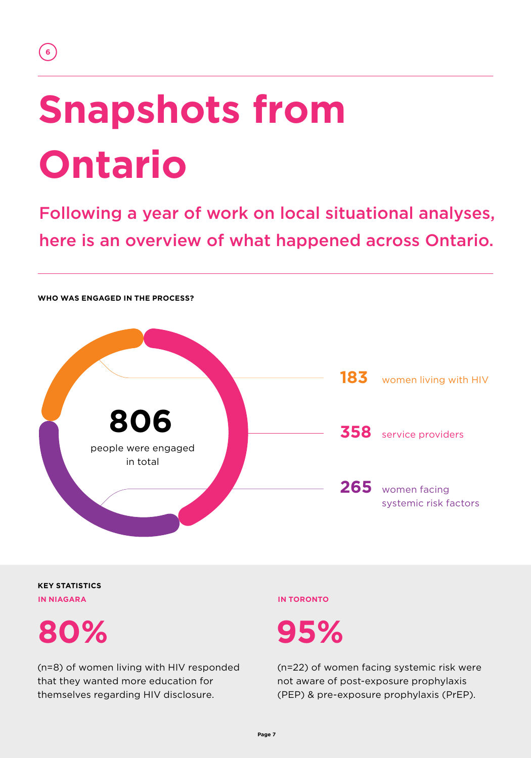# Snapshots from Ontario

## Following a year of work on local situational analyses, here is an overview of what happened across Ontario.

**WHO WAS ENGAGED IN THE PROCESS?**

**806** people were engaged in total

**183** women living with HIV

**358** service providers

**265** women facing systemic risk factors

**KEY STATISTICS**

**IN NIAGARA**

**80%**

(n=8) of women living with HIV responded that they wanted more education for themselves regarding HIV disclosure.

**IN TORONTO**

**95%**

(n=22) of women facing systemic risk were not aware of post-exposure prophylaxis (PEP) & pre-exposure prophylaxis (PrEP).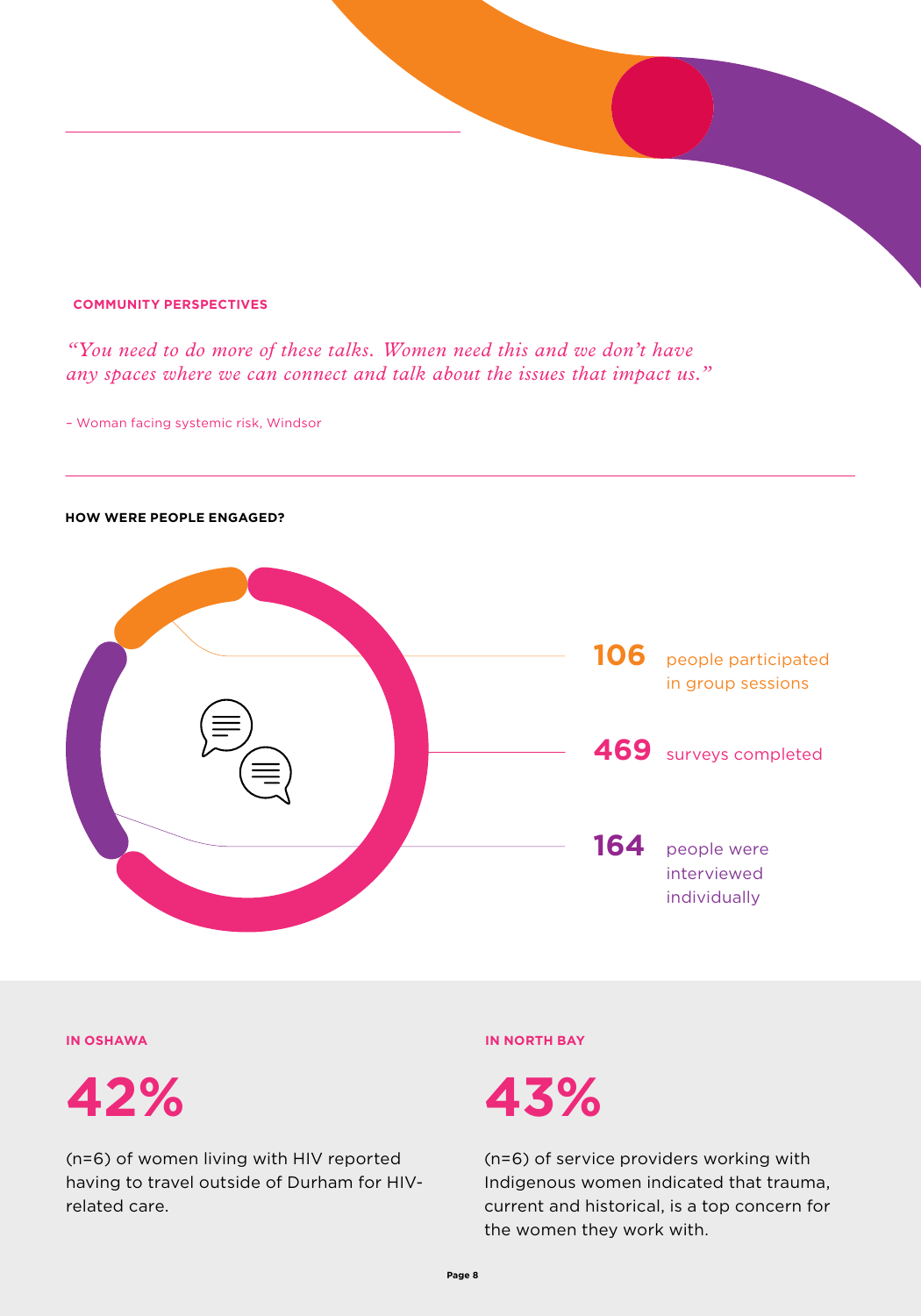**COMMUNITY PERSPECTIVES**

*"You need to do more of these talks. Women need this and we don't have any spaces where we can connect and talk about the issues that impact us."*

– Woman facing systemic risk, Windsor

**HOW WERE PEOPLE ENGAGED?**

**106** people participated in group sessions

**469** surveys completed

**164** people were interviewed individually

**IN OSHAWA**

# 42%

(n=6) of women living with HIV reported having to travel outside of Durham for HIV-related care.

**IN NORTH BAY**

# 43%

(n=6) of service providers working with Indigenous women indicated that trauma, current and historical, is a top concern for the women they work with.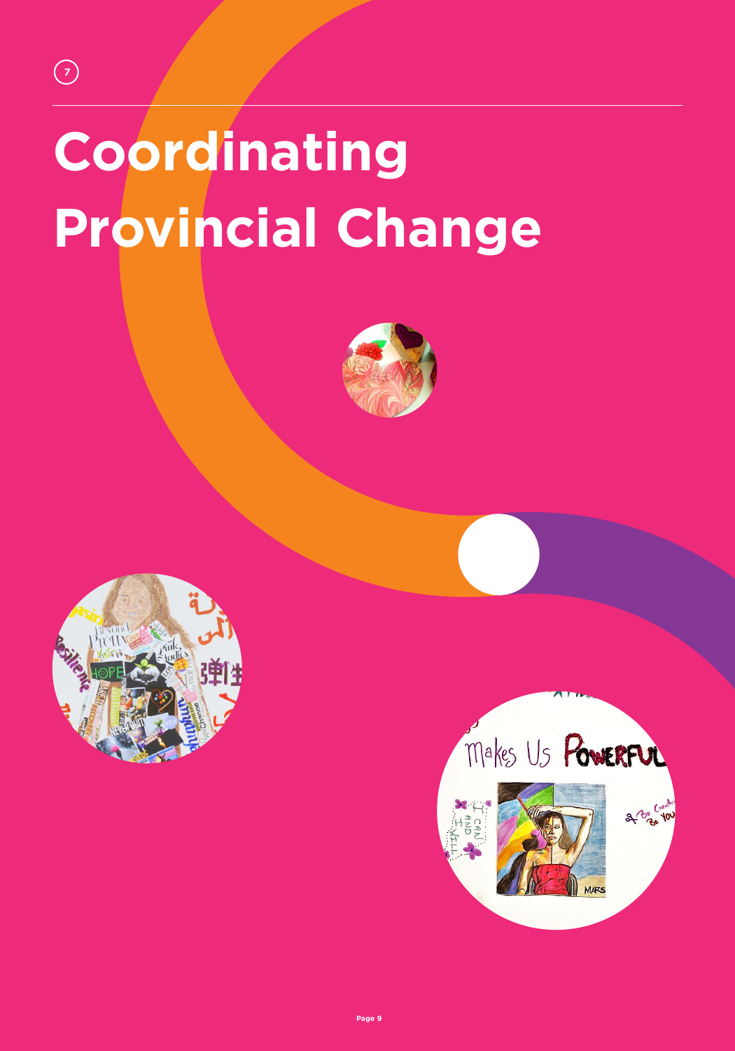# Coordinating Provincial Change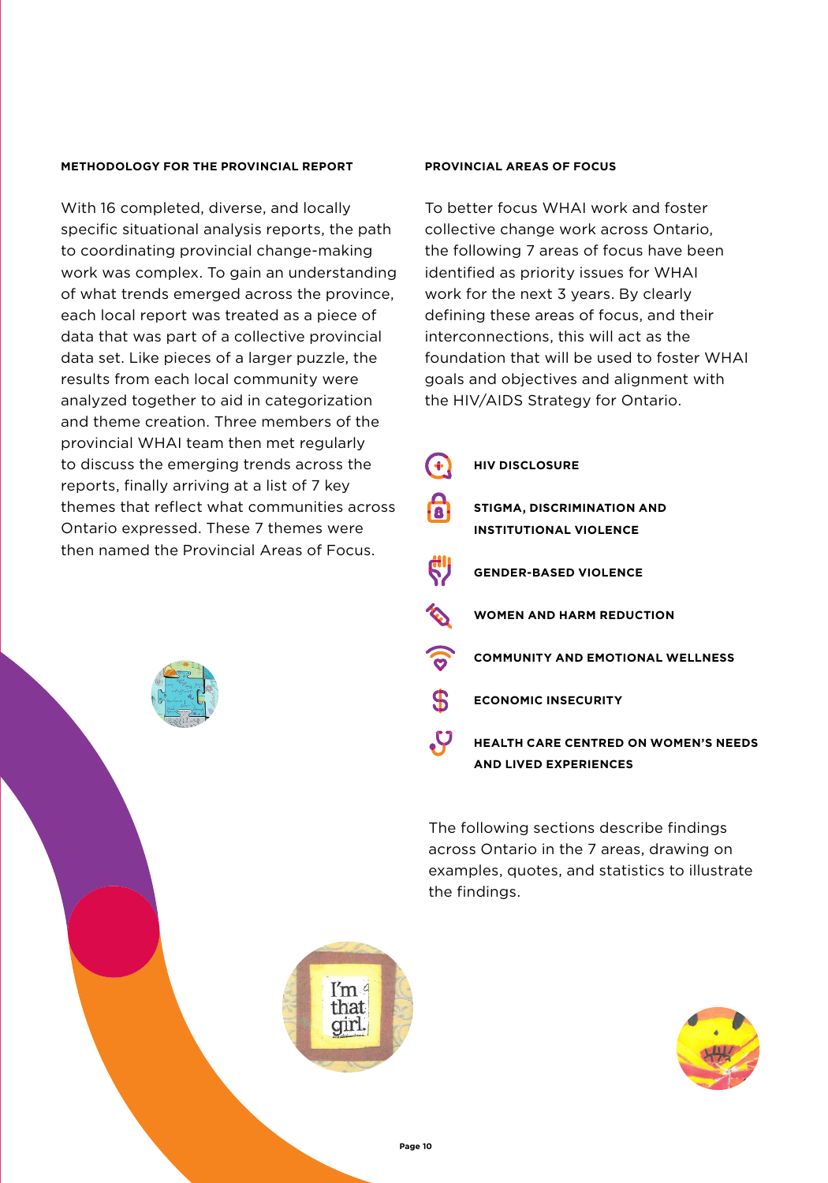### METHODOLOGY FOR THE PROVINCIAL REPORT

With 16 completed, diverse, and locally specific situational analysis reports, the path to coordinating provincial change-making work was complex. To gain an understanding of what trends emerged across the province, each local report was treated as a piece of data that was part of a collective provincial data set. Like pieces of a larger puzzle, the results from each local community were analyzed together to aid in categorization and theme creation. Three members of the provincial WHAI team then met regularly to discuss the emerging trends across the reports, finally arriving at a list of 7 key themes that reflect what communities across Ontario expressed. These 7 themes were then named the Provincial Areas of Focus.

### PROVINCIAL AREAS OF FOCUS

To better focus WHAI work and foster collective change work across Ontario, the following 7 areas of focus have been identified as priority issues for WHAI work for the next 3 years. By clearly defining these areas of focus, and their interconnections, this will act as the foundation that will be used to foster WHAI goals and objectives and alignment with the HIV/AIDS Strategy for Ontario.

- **HIV DISCLOSURE**
- **STIGMA, DISCRIMINATION AND INSTITUTIONAL VIOLENCE**
- **GENDER-BASED VIOLENCE**
- **WOMEN AND HARM REDUCTION**
- **COMMUNITY AND EMOTIONAL WELLNESS**
- **ECONOMIC INSECURITY**
- **HEALTH CARE CENTRED ON WOMEN'S NEEDS AND LIVED EXPERIENCES**

The following sections describe findings across Ontario in the 7 areas, drawing on examples, quotes, and statistics to illustrate the findings.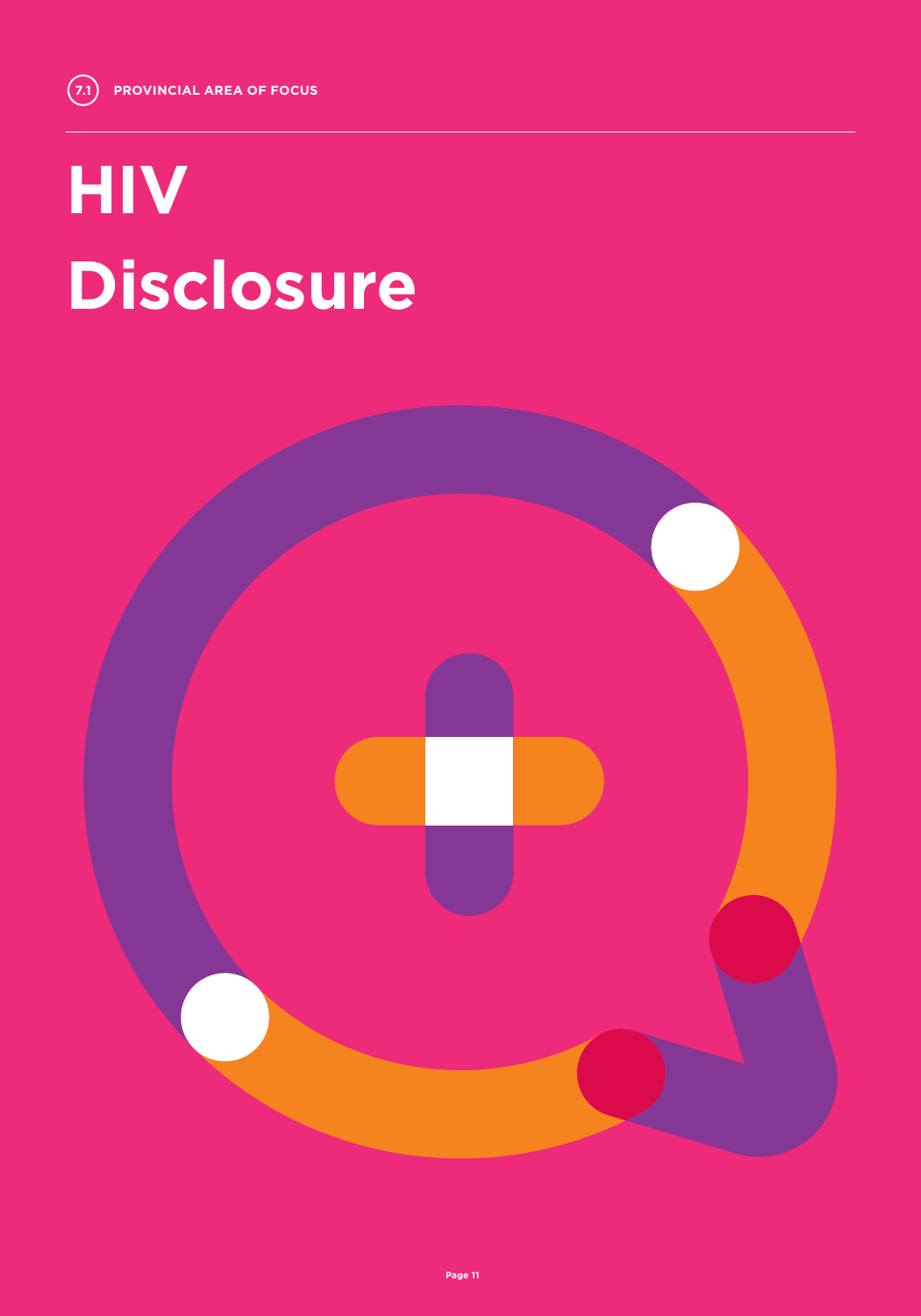7.1 PROVINCIAL AREA OF FOCUS

# HIV Disclosure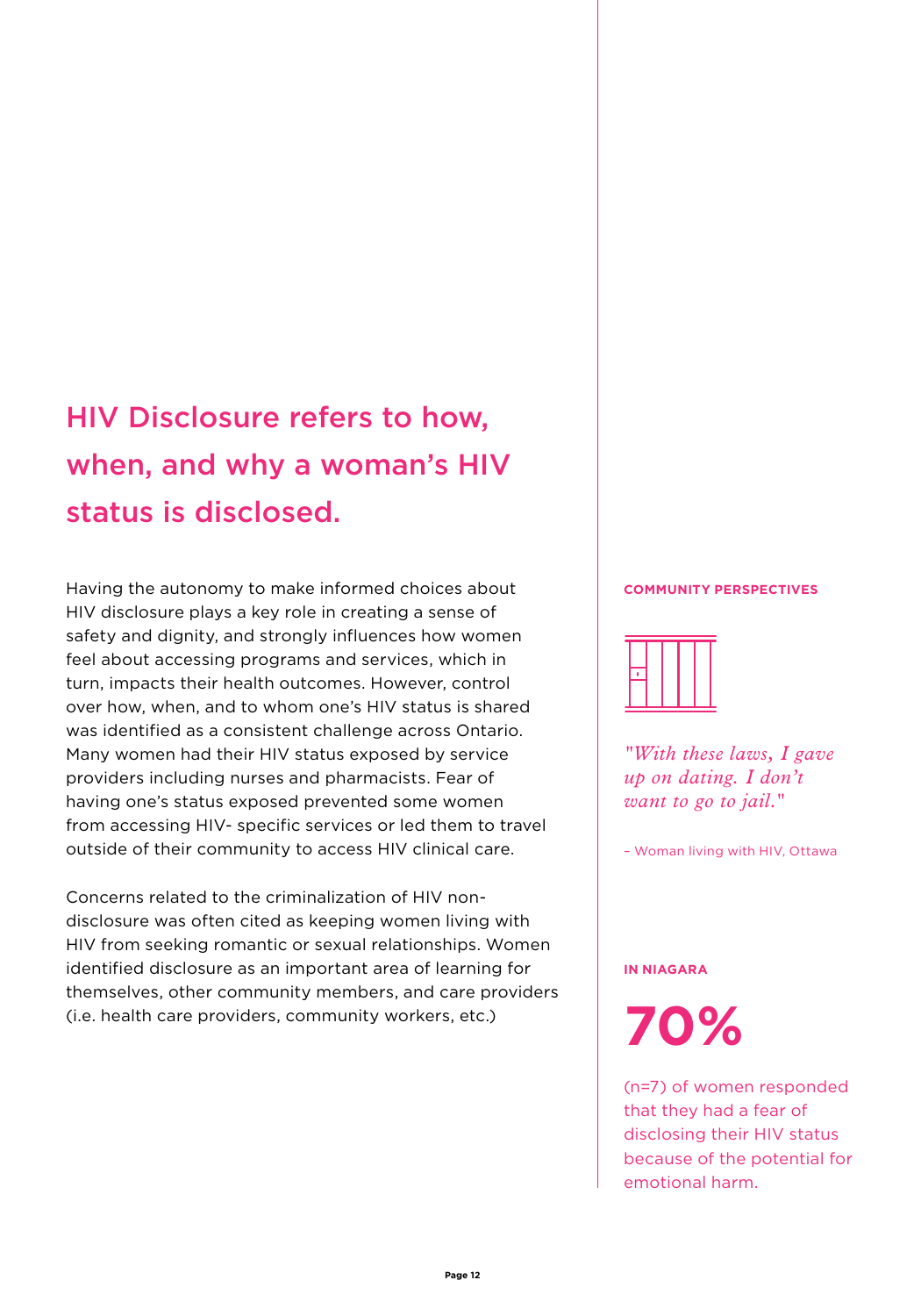## HIV Disclosure refers to how, when, and why a woman's HIV status is disclosed.

Having the autonomy to make informed choices about HIV disclosure plays a key role in creating a sense of safety and dignity, and strongly influences how women feel about accessing programs and services, which in turn, impacts their health outcomes. However, control over how, when, and to whom one's HIV status is shared was identified as a consistent challenge across Ontario. Many women had their HIV status exposed by service providers including nurses and pharmacists. Fear of having one's status exposed prevented some women from accessing HIV- specific services or led them to travel outside of their community to access HIV clinical care.

Concerns related to the criminalization of HIV non-disclosure was often cited as keeping women living with HIV from seeking romantic or sexual relationships. Women identified disclosure as an important area of learning for themselves, other community members, and care providers (i.e. health care providers, community workers, etc.)

**COMMUNITY PERSPECTIVES**

*"With these laws, I gave up on dating. I don't want to go to jail."*

– Woman living with HIV, Ottawa

**IN NIAGARA**

**70%**

(n=7) of women responded that they had a fear of disclosing their HIV status because of the potential for emotional harm.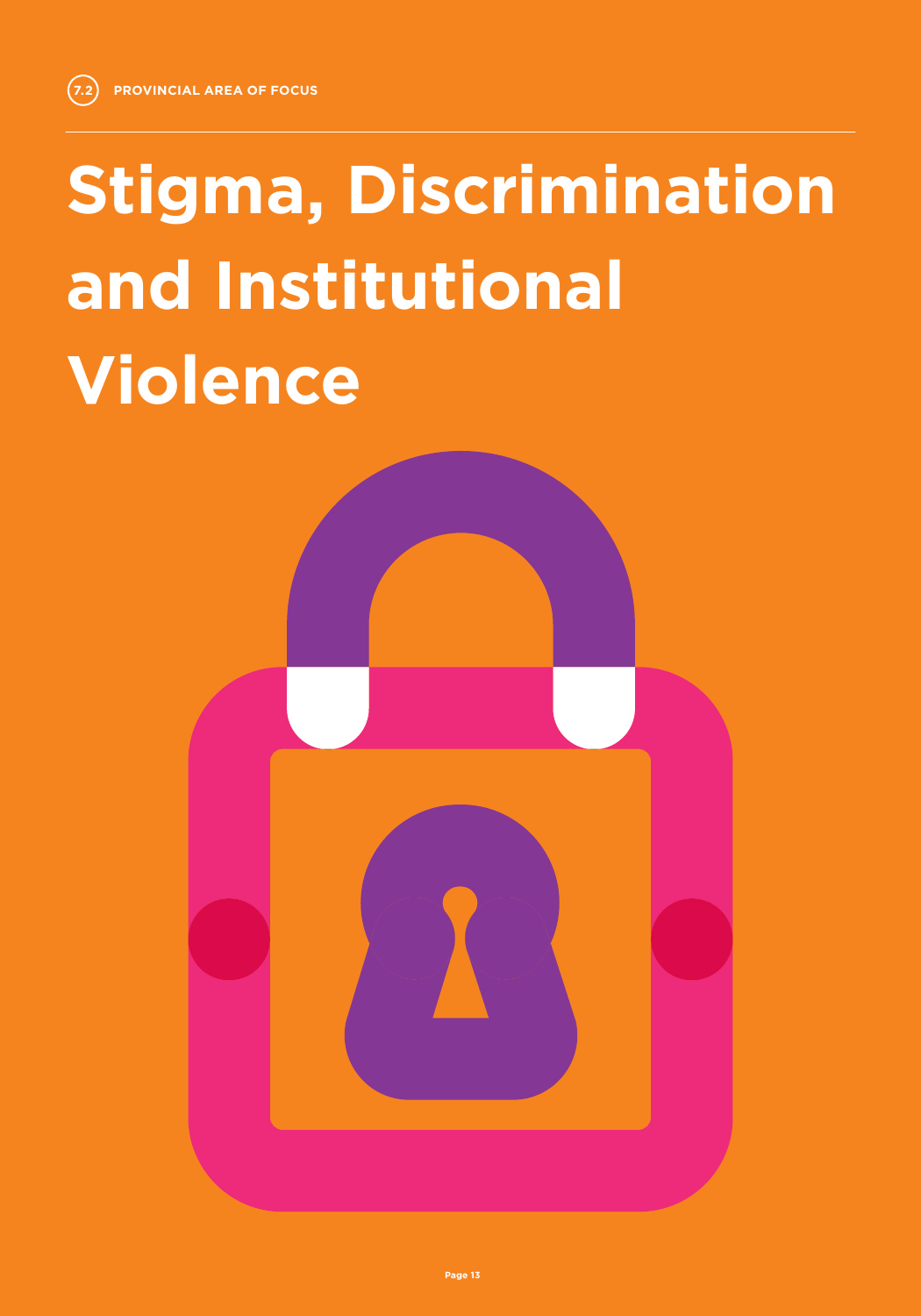7.2 PROVINCIAL AREA OF FOCUS

# Stigma, Discrimination and Institutional Violence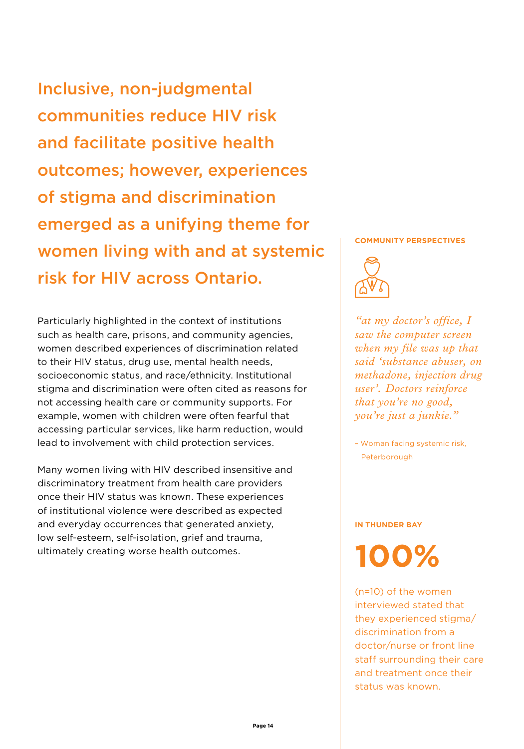## Inclusive, non-judgmental communities reduce HIV risk and facilitate positive health outcomes; however, experiences of stigma and discrimination emerged as a unifying theme for women living with and at systemic risk for HIV across Ontario.

Particularly highlighted in the context of institutions such as health care, prisons, and community agencies, women described experiences of discrimination related to their HIV status, drug use, mental health needs, socioeconomic status, and race/ethnicity. Institutional stigma and discrimination were often cited as reasons for not accessing health care or community supports. For example, women with children were often fearful that accessing particular services, like harm reduction, would lead to involvement with child protection services.

Many women living with HIV described insensitive and discriminatory treatment from health care providers once their HIV status was known. These experiences of institutional violence were described as expected and everyday occurrences that generated anxiety, low self-esteem, self-isolation, grief and trauma, ultimately creating worse health outcomes.

**COMMUNITY PERSPECTIVES**

*"at my doctor's office, I saw the computer screen when my file was up that said 'substance abuser, on methadone, injection drug user'. Doctors reinforce that you're no good, you're just a junkie."*

– Woman facing systemic risk, Peterborough

**IN THUNDER BAY**

**100%**

(n=10) of the women interviewed stated that they experienced stigma/discrimination from a doctor/nurse or front line staff surrounding their care and treatment once their status was known.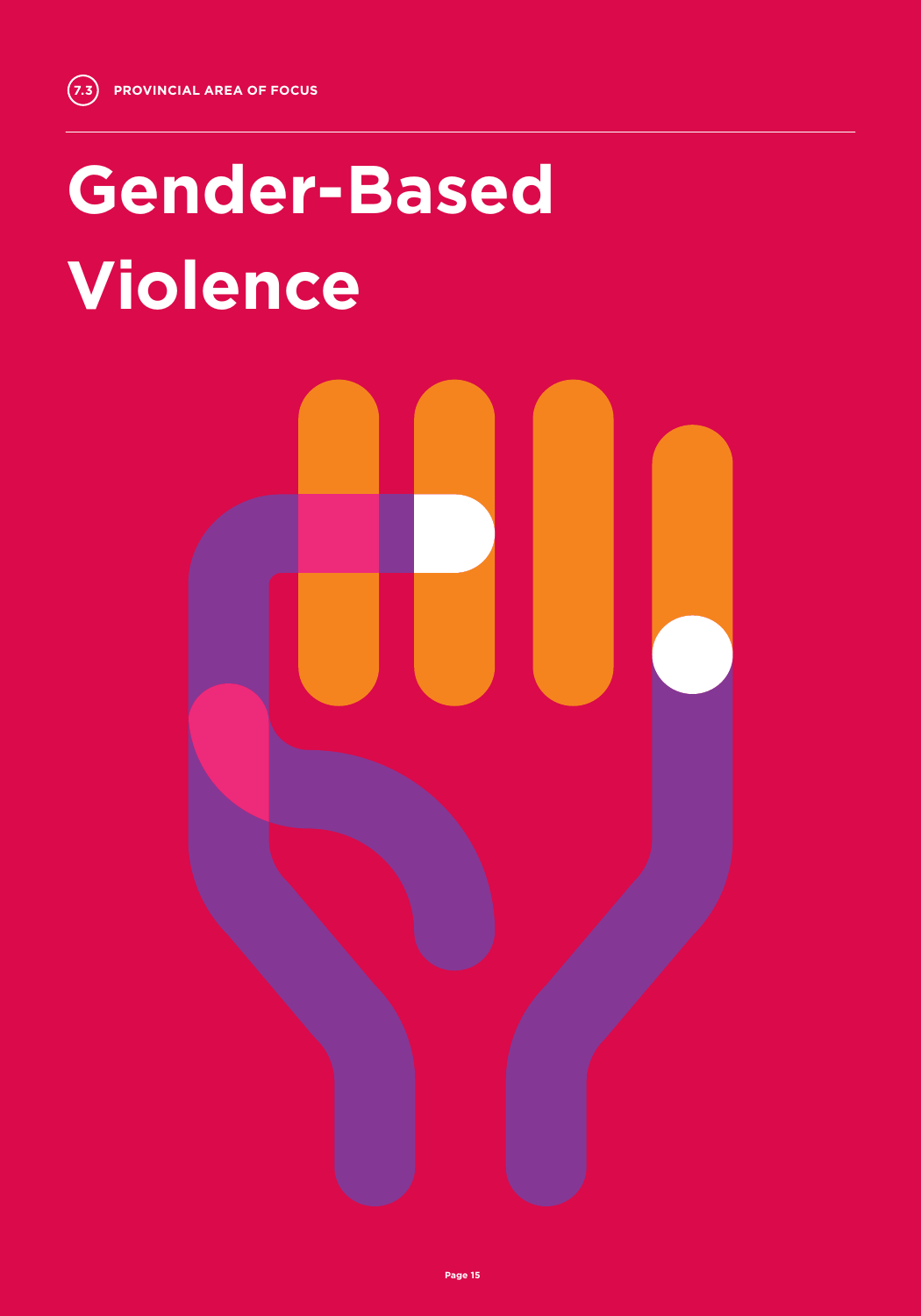7.3 PROVINCIAL AREA OF FOCUS

# Gender-Based Violence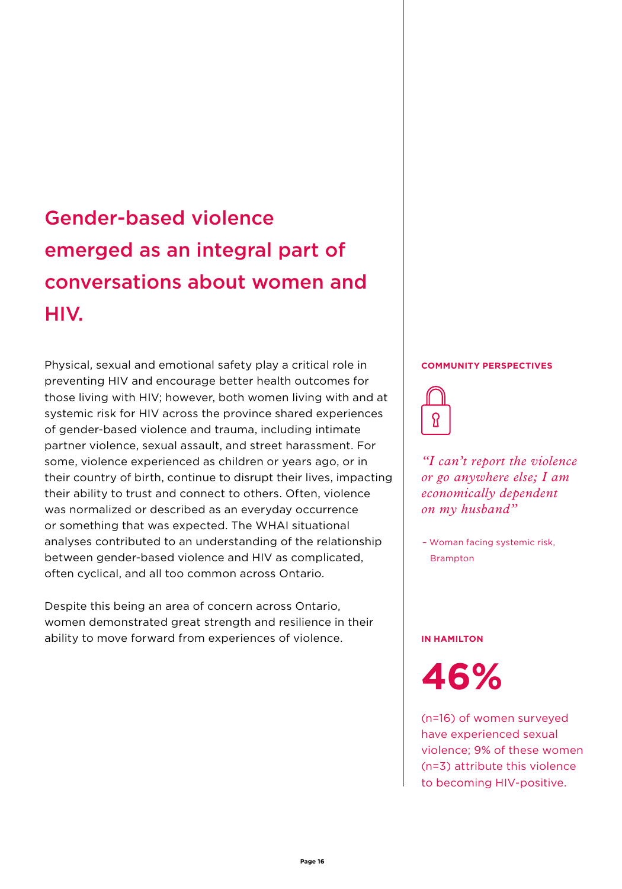## Gender-based violence emerged as an integral part of conversations about women and HIV.

Physical, sexual and emotional safety play a critical role in preventing HIV and encourage better health outcomes for those living with HIV; however, both women living with and at systemic risk for HIV across the province shared experiences of gender-based violence and trauma, including intimate partner violence, sexual assault, and street harassment. For some, violence experienced as children or years ago, or in their country of birth, continue to disrupt their lives, impacting their ability to trust and connect to others. Often, violence was normalized or described as an everyday occurrence or something that was expected. The WHAI situational analyses contributed to an understanding of the relationship between gender-based violence and HIV as complicated, often cyclical, and all too common across Ontario.

Despite this being an area of concern across Ontario, women demonstrated great strength and resilience in their ability to move forward from experiences of violence.

**COMMUNITY PERSPECTIVES**

*"I can't report the violence or go anywhere else; I am economically dependent on my husband"*

– Woman facing systemic risk, Brampton

**IN HAMILTON**

**46%**

(n=16) of women surveyed have experienced sexual violence; 9% of these women (n=3) attribute this violence to becoming HIV-positive.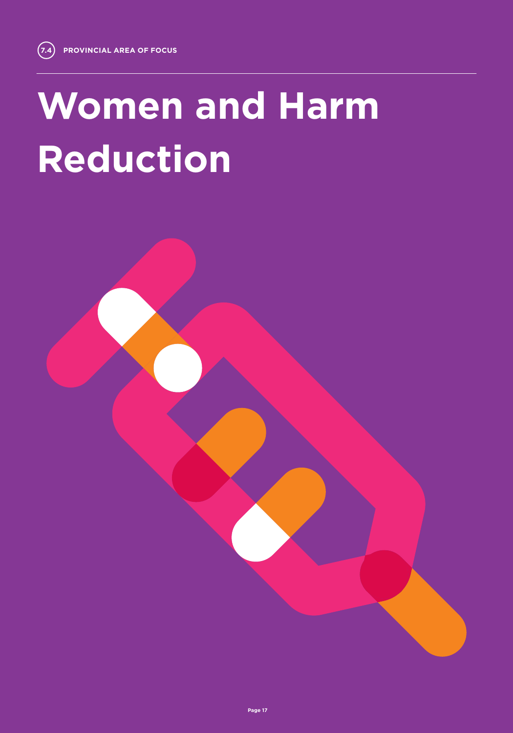7.4 PROVINCIAL AREA OF FOCUS

# Women and Harm Reduction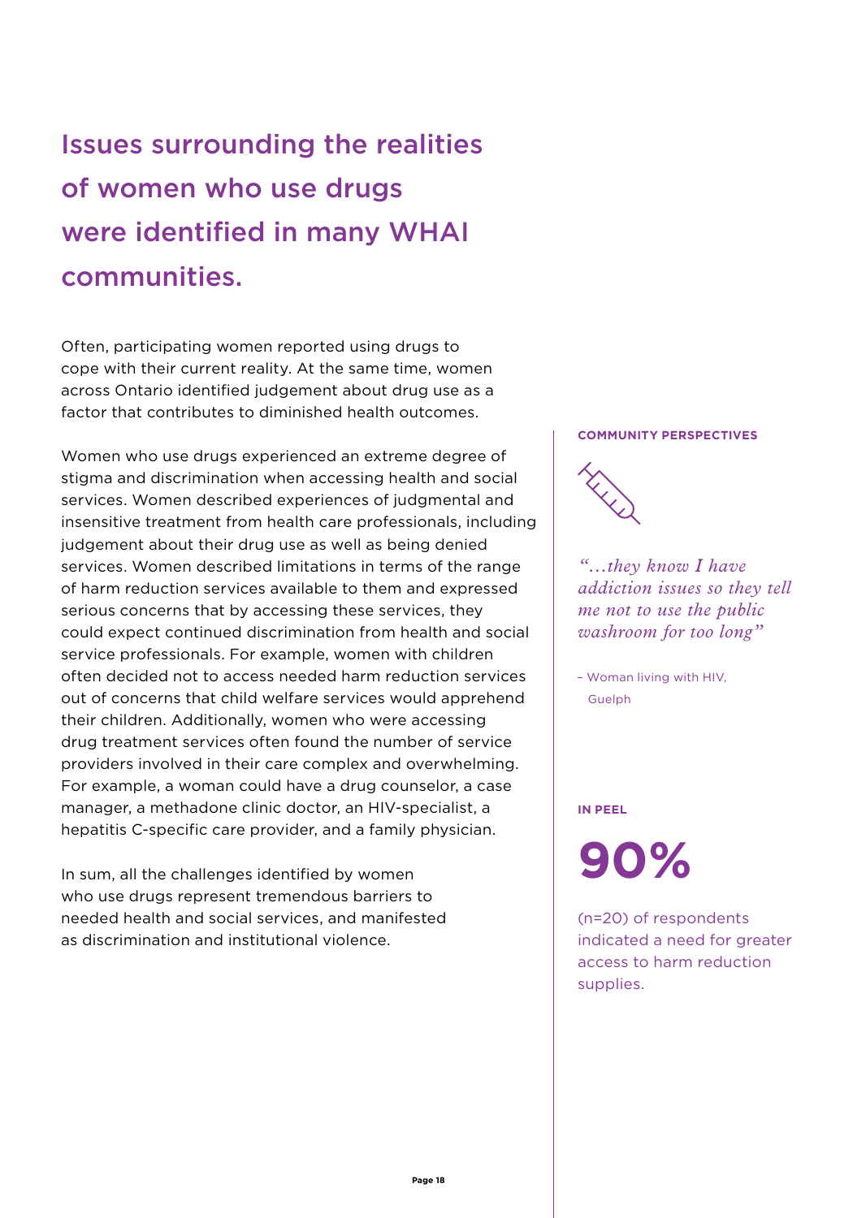# Issues surrounding the realities of women who use drugs were identified in many WHAI communities.

Often, participating women reported using drugs to cope with their current reality. At the same time, women across Ontario identified judgement about drug use as a factor that contributes to diminished health outcomes.

Women who use drugs experienced an extreme degree of stigma and discrimination when accessing health and social services. Women described experiences of judgmental and insensitive treatment from health care professionals, including judgement about their drug use as well as being denied services. Women described limitations in terms of the range of harm reduction services available to them and expressed serious concerns that by accessing these services, they could expect continued discrimination from health and social service professionals. For example, women with children often decided not to access needed harm reduction services out of concerns that child welfare services would apprehend their children. Additionally, women who were accessing drug treatment services often found the number of service providers involved in their care complex and overwhelming. For example, a woman could have a drug counselor, a case manager, a methadone clinic doctor, an HIV-specialist, a hepatitis C-specific care provider, and a family physician.

In sum, all the challenges identified by women who use drugs represent tremendous barriers to needed health and social services, and manifested as discrimination and institutional violence.

**COMMUNITY PERSPECTIVES**

*"…they know I have addiction issues so they tell me not to use the public washroom for too long"*

– Woman living with HIV, Guelph

**IN PEEL**

**90%**

(n=20) of respondents indicated a need for greater access to harm reduction supplies.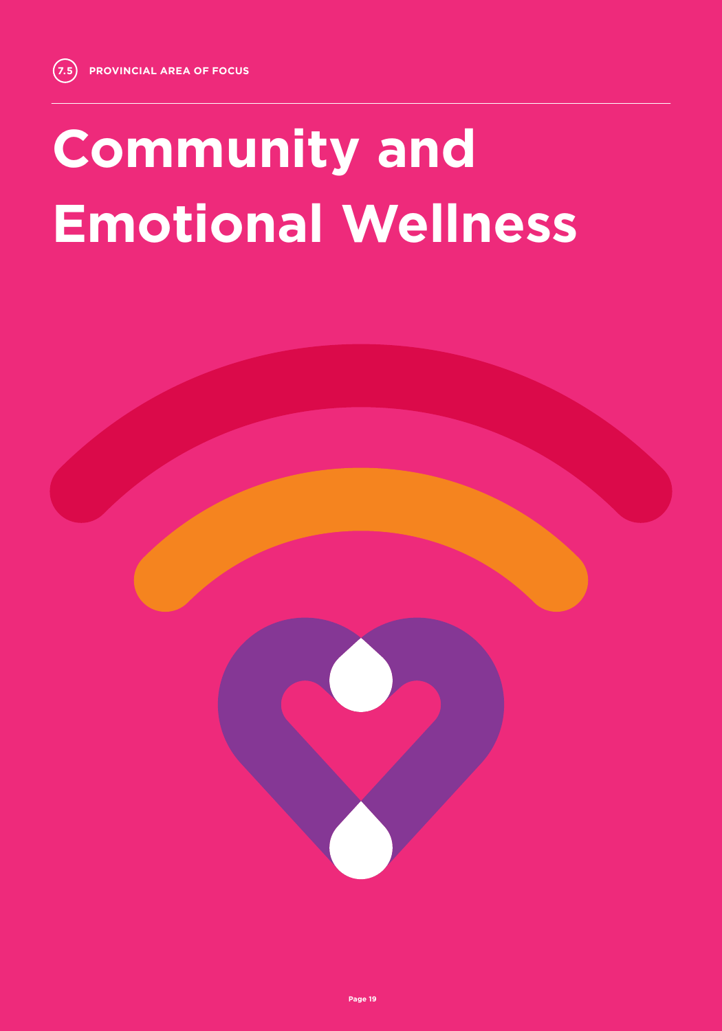7.5 PROVINCIAL AREA OF FOCUS

# Community and Emotional Wellness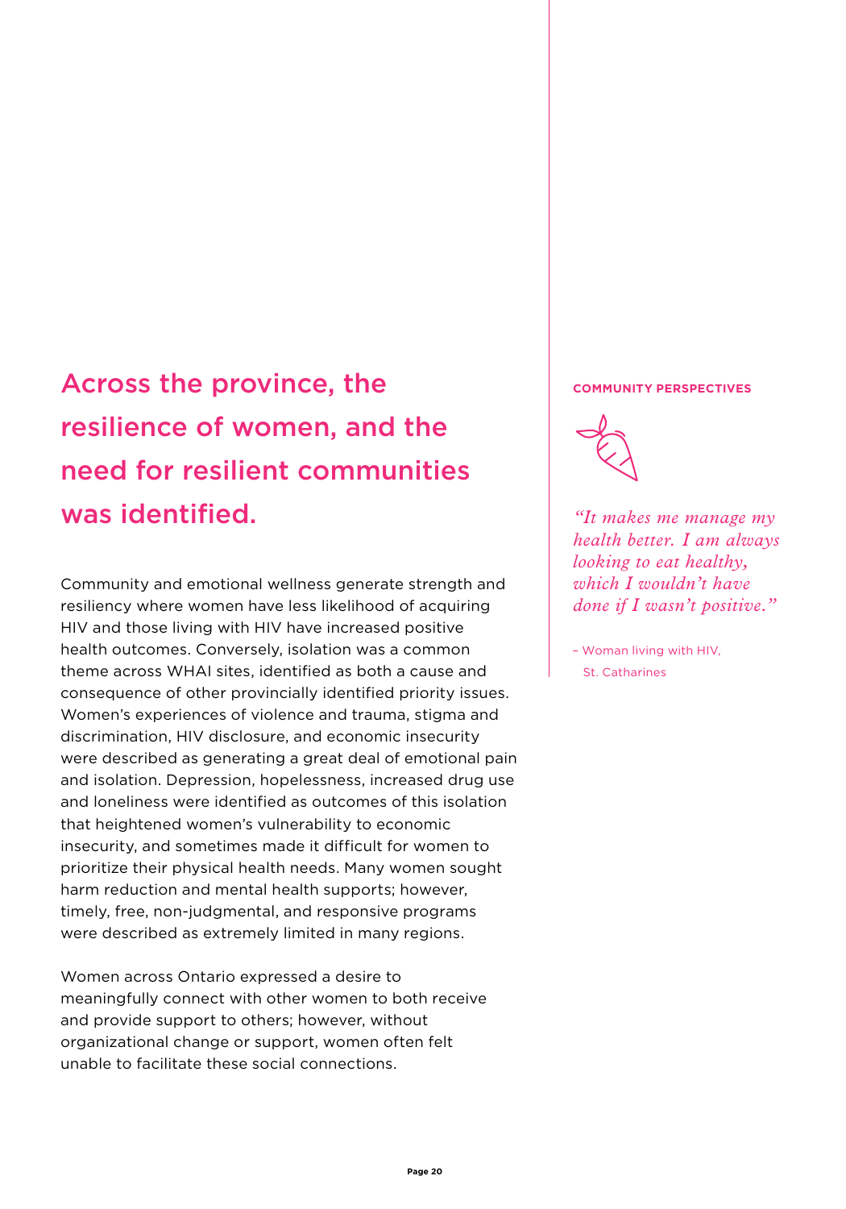## Across the province, the resilience of women, and the need for resilient communities was identified.

Community and emotional wellness generate strength and resiliency where women have less likelihood of acquiring HIV and those living with HIV have increased positive health outcomes. Conversely, isolation was a common theme across WHAI sites, identified as both a cause and consequence of other provincially identified priority issues. Women's experiences of violence and trauma, stigma and discrimination, HIV disclosure, and economic insecurity were described as generating a great deal of emotional pain and isolation. Depression, hopelessness, increased drug use and loneliness were identified as outcomes of this isolation that heightened women's vulnerability to economic insecurity, and sometimes made it difficult for women to prioritize their physical health needs. Many women sought harm reduction and mental health supports; however, timely, free, non-judgmental, and responsive programs were described as extremely limited in many regions.

Women across Ontario expressed a desire to meaningfully connect with other women to both receive and provide support to others; however, without organizational change or support, women often felt unable to facilitate these social connections.

**COMMUNITY PERSPECTIVES**

*"It makes me manage my health better. I am always looking to eat healthy, which I wouldn't have done if I wasn't positive."*

– Woman living with HIV, St. Catharines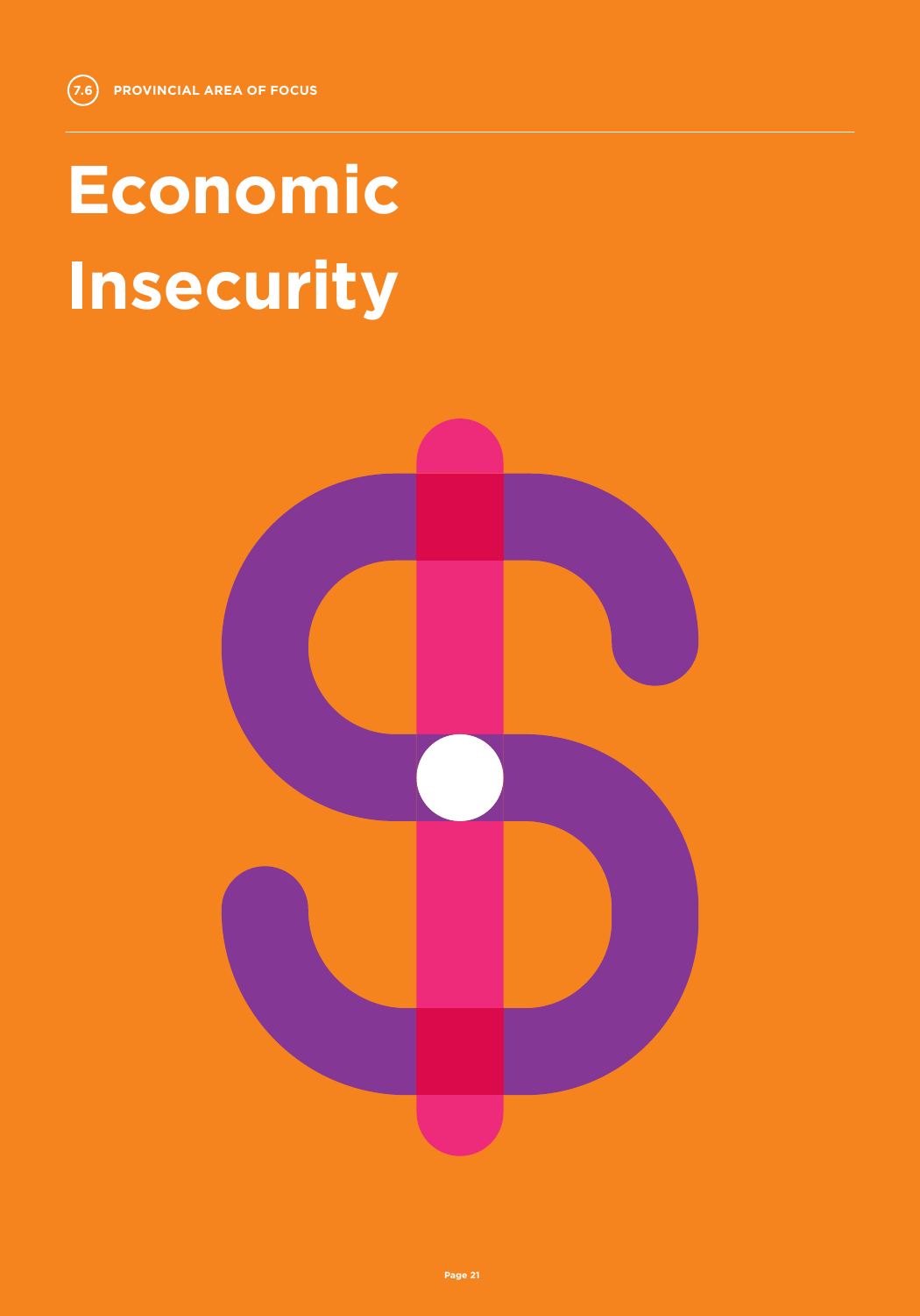7.6 PROVINCIAL AREA OF FOCUS

# Economic Insecurity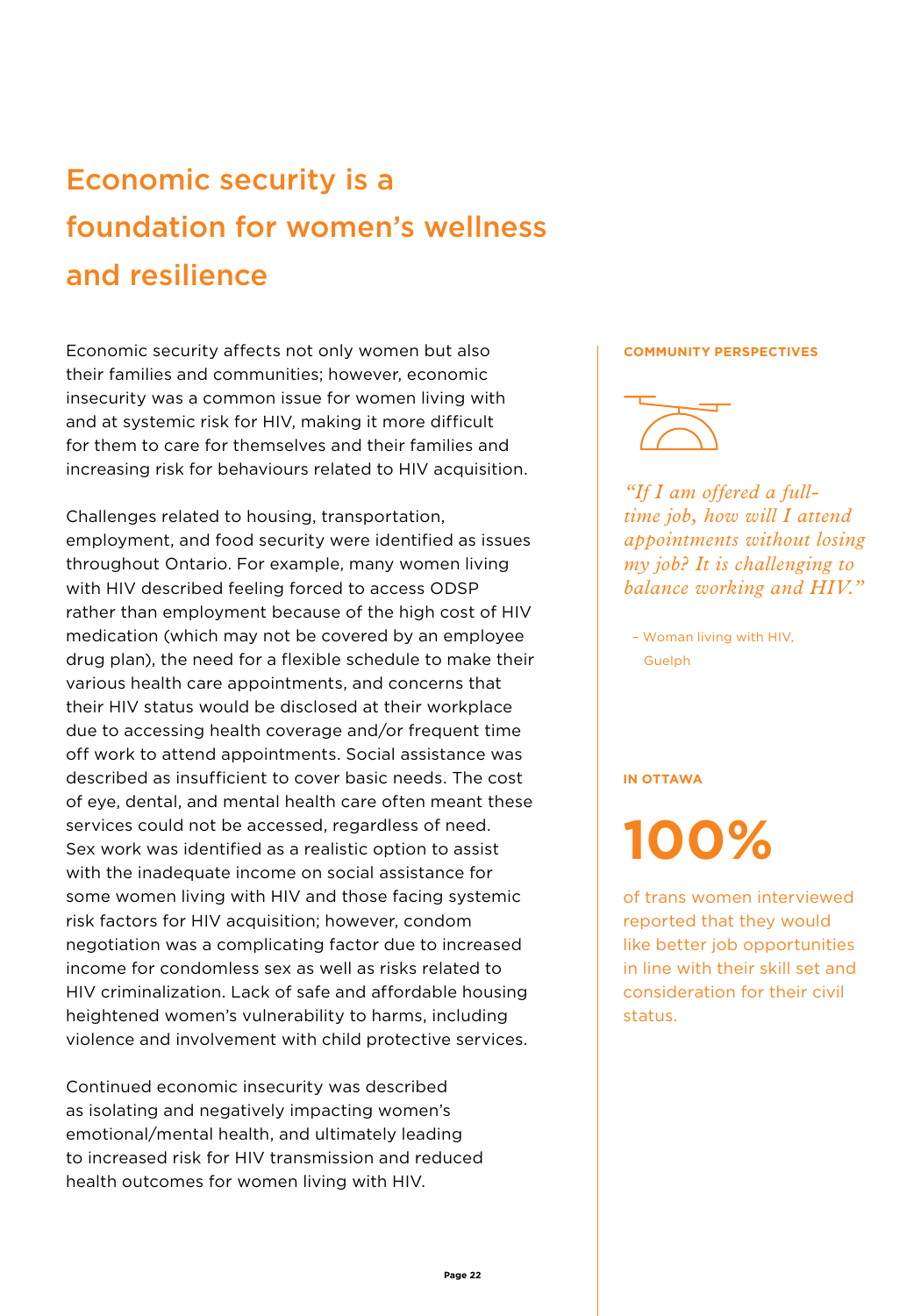# Economic security is a foundation for women's wellness and resilience

Economic security affects not only women but also their families and communities; however, economic insecurity was a common issue for women living with and at systemic risk for HIV, making it more difficult for them to care for themselves and their families and increasing risk for behaviours related to HIV acquisition.

Challenges related to housing, transportation, employment, and food security were identified as issues throughout Ontario. For example, many women living with HIV described feeling forced to access ODSP rather than employment because of the high cost of HIV medication (which may not be covered by an employee drug plan), the need for a flexible schedule to make their various health care appointments, and concerns that their HIV status would be disclosed at their workplace due to accessing health coverage and/or frequent time off work to attend appointments. Social assistance was described as insufficient to cover basic needs. The cost of eye, dental, and mental health care often meant these services could not be accessed, regardless of need. Sex work was identified as a realistic option to assist with the inadequate income on social assistance for some women living with HIV and those facing systemic risk factors for HIV acquisition; however, condom negotiation was a complicating factor due to increased income for condomless sex as well as risks related to HIV criminalization. Lack of safe and affordable housing heightened women's vulnerability to harms, including violence and involvement with child protective services.

Continued economic insecurity was described as isolating and negatively impacting women's emotional/mental health, and ultimately leading to increased risk for HIV transmission and reduced health outcomes for women living with HIV.

**COMMUNITY PERSPECTIVES**

*"If I am offered a full-time job, how will I attend appointments without losing my job? It is challenging to balance working and HIV."*

– Woman living with HIV, Guelph

**IN OTTAWA**

**100%**

of trans women interviewed reported that they would like better job opportunities in line with their skill set and consideration for their civil status.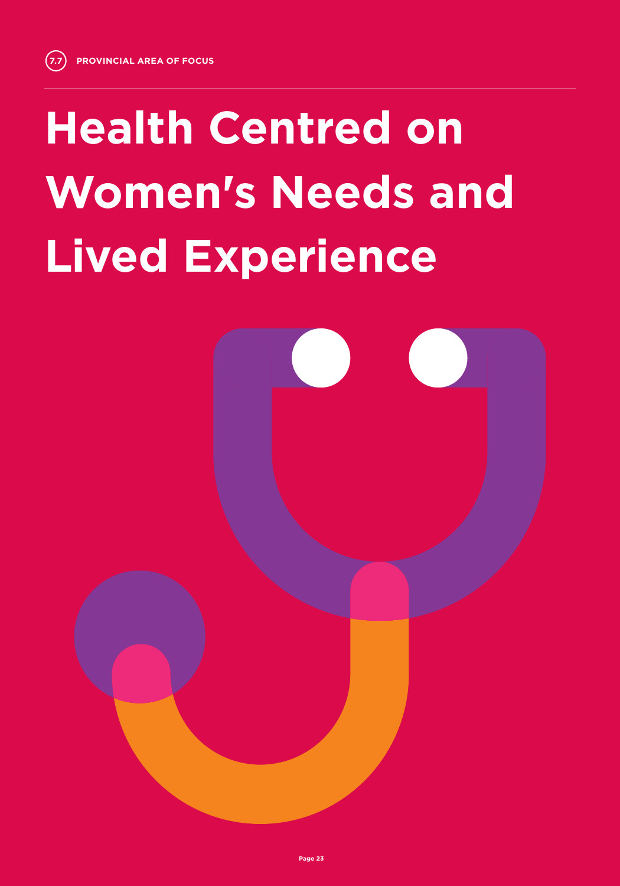7.7 PROVINCIAL AREA OF FOCUS

# Health Centred on Women's Needs and Lived Experience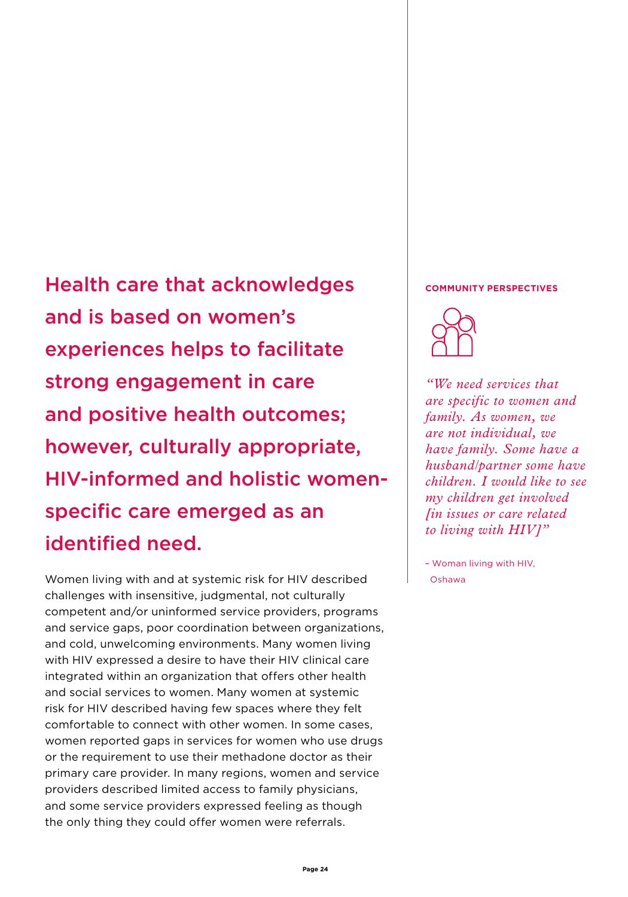## Health care that acknowledges and is based on women's experiences helps to facilitate strong engagement in care and positive health outcomes; however, culturally appropriate, HIV-informed and holistic women-specific care emerged as an identified need.

Women living with and at systemic risk for HIV described challenges with insensitive, judgmental, not culturally competent and/or uninformed service providers, programs and service gaps, poor coordination between organizations, and cold, unwelcoming environments. Many women living with HIV expressed a desire to have their HIV clinical care integrated within an organization that offers other health and social services to women. Many women at systemic risk for HIV described having few spaces where they felt comfortable to connect with other women. In some cases, women reported gaps in services for women who use drugs or the requirement to use their methadone doctor as their primary care provider. In many regions, women and service providers described limited access to family physicians, and some service providers expressed feeling as though the only thing they could offer women were referrals.

**COMMUNITY PERSPECTIVES**

*"We need services that are specific to women and family. As women, we are not individual, we have family. Some have a husband/partner some have children. I would like to see my children get involved [in issues or care related to living with HIV]"*

– Woman living with HIV, Oshawa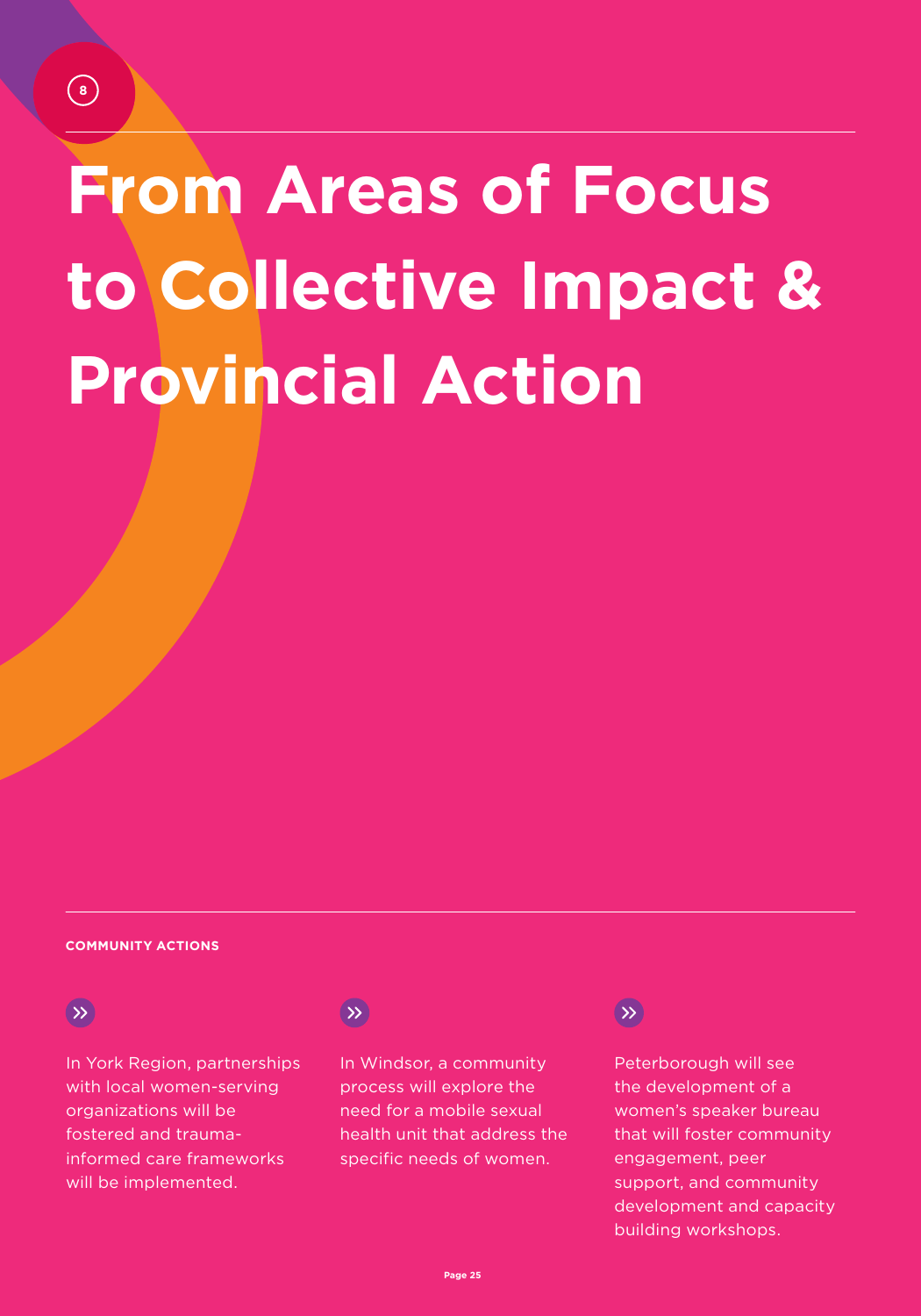# From Areas of Focus to Collective Impact & Provincial Action

**COMMUNITY ACTIONS**

- In York Region, partnerships with local women-serving organizations will be fostered and trauma-informed care frameworks will be implemented.

- In Windsor, a community process will explore the need for a mobile sexual health unit that address the specific needs of women.

- Peterborough will see the development of a women's speaker bureau that will foster community engagement, peer support, and community development and capacity building workshops.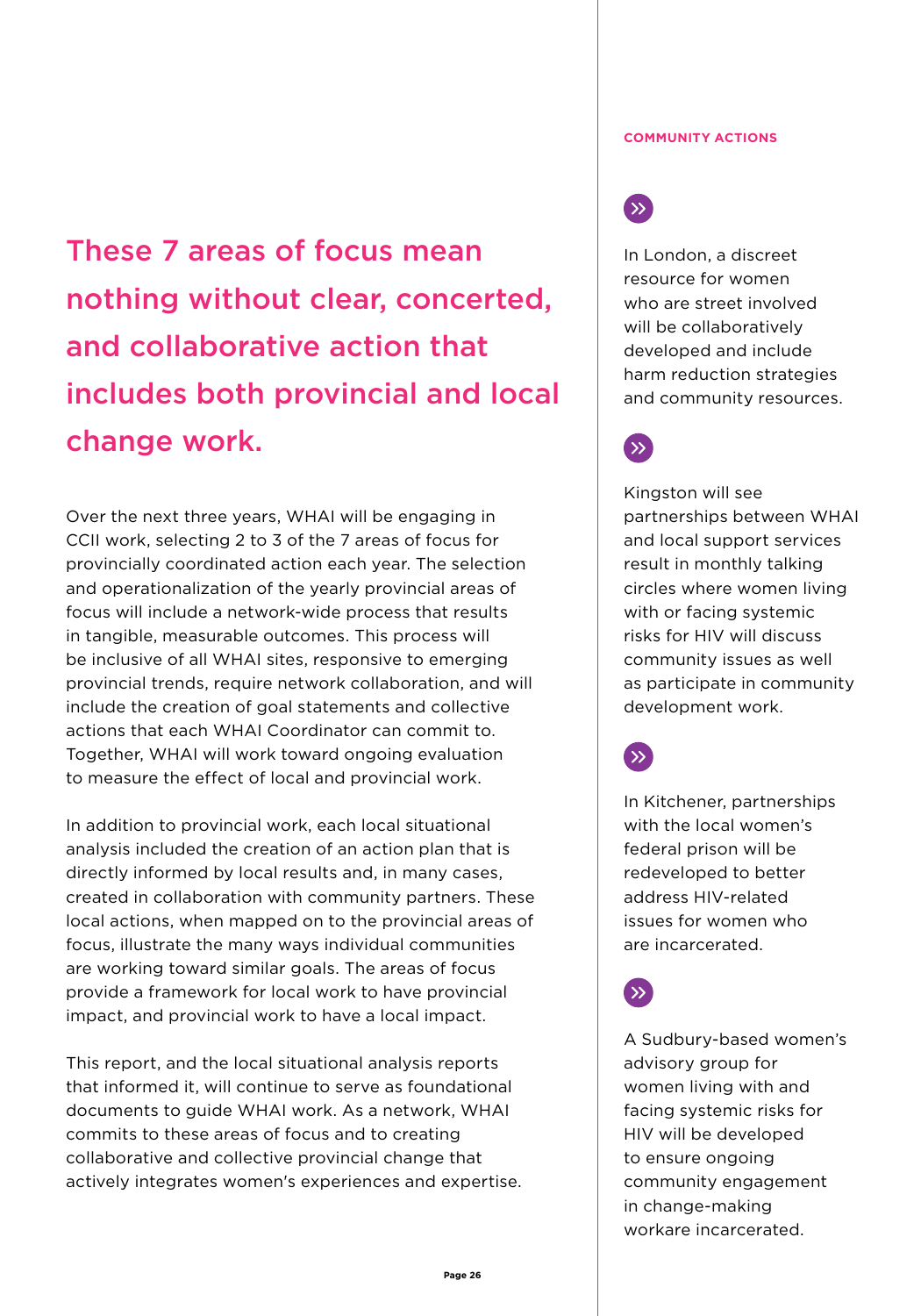## These 7 areas of focus mean nothing without clear, concerted, and collaborative action that includes both provincial and local change work.

Over the next three years, WHAI will be engaging in CCII work, selecting 2 to 3 of the 7 areas of focus for provincially coordinated action each year. The selection and operationalization of the yearly provincial areas of focus will include a network-wide process that results in tangible, measurable outcomes. This process will be inclusive of all WHAI sites, responsive to emerging provincial trends, require network collaboration, and will include the creation of goal statements and collective actions that each WHAI Coordinator can commit to. Together, WHAI will work toward ongoing evaluation to measure the effect of local and provincial work.

In addition to provincial work, each local situational analysis included the creation of an action plan that is directly informed by local results and, in many cases, created in collaboration with community partners. These local actions, when mapped on to the provincial areas of focus, illustrate the many ways individual communities are working toward similar goals. The areas of focus provide a framework for local work to have provincial impact, and provincial work to have a local impact.

This report, and the local situational analysis reports that informed it, will continue to serve as foundational documents to guide WHAI work. As a network, WHAI commits to these areas of focus and to creating collaborative and collective provincial change that actively integrates women's experiences and expertise.

**COMMUNITY ACTIONS**

- In London, a discreet resource for women who are street involved will be collaboratively developed and include harm reduction strategies and community resources.

- Kingston will see partnerships between WHAI and local support services result in monthly talking circles where women living with or facing systemic risks for HIV will discuss community issues as well as participate in community development work.

- In Kitchener, partnerships with the local women's federal prison will be redeveloped to better address HIV-related issues for women who are incarcerated.

- A Sudbury-based women's advisory group for women living with and facing systemic risks for HIV will be developed to ensure ongoing community engagement in change-making workare incarcerated.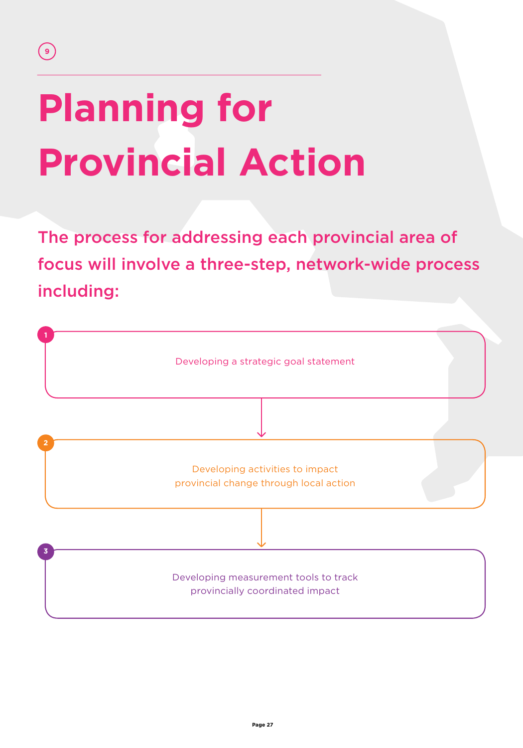# 9

# Planning for Provincial Action

**The process for addressing each provincial area of focus will involve a three-step, network-wide process including:**

1. Developing a strategic goal statement
2. Developing activities to impact provincial change through local action
3. Developing measurement tools to track provincially coordinated impact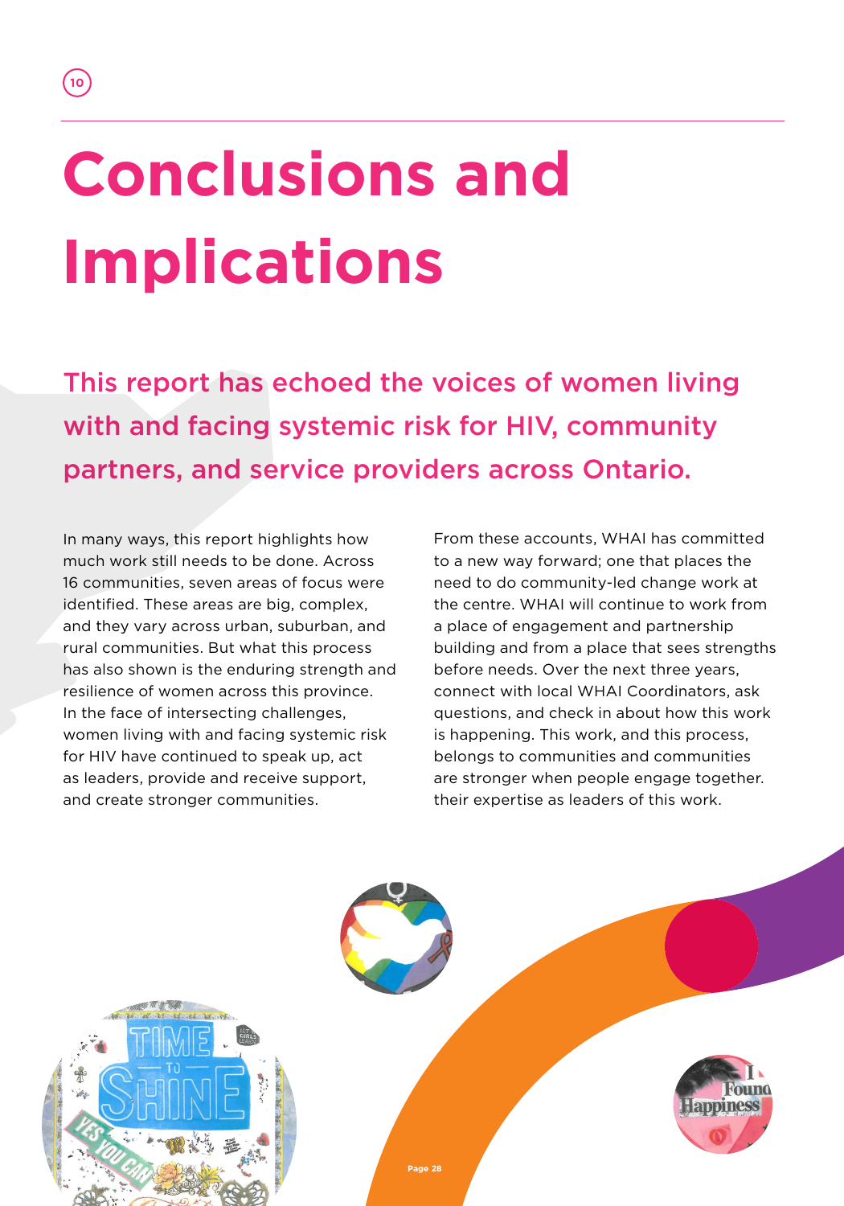# Conclusions and Implications

**This report has echoed the voices of women living with and facing systemic risk for HIV, community partners, and service providers across Ontario.**

In many ways, this report highlights how much work still needs to be done. Across 16 communities, seven areas of focus were identified. These areas are big, complex, and they vary across urban, suburban, and rural communities. But what this process has also shown is the enduring strength and resilience of women across this province. In the face of intersecting challenges, women living with and facing systemic risk for HIV have continued to speak up, act as leaders, provide and receive support, and create stronger communities.

From these accounts, WHAI has committed to a new way forward; one that places the need to do community-led change work at the centre. WHAI will continue to work from a place of engagement and partnership building and from a place that sees strengths before needs. Over the next three years, connect with local WHAI Coordinators, ask questions, and check in about how this work is happening. This work, and this process, belongs to communities and communities are stronger when people engage together. their expertise as leaders of this work.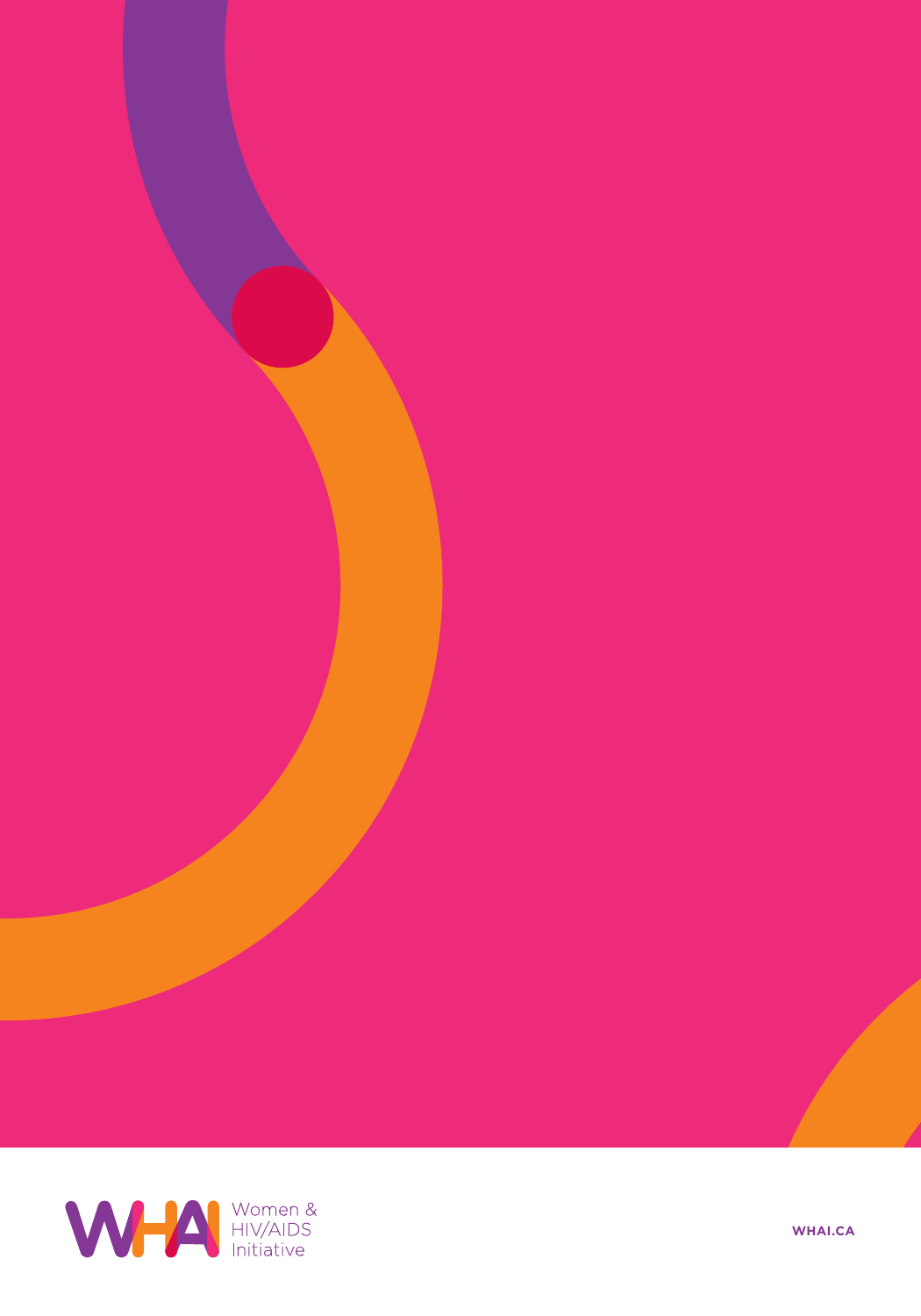Women &
HIV/AIDS
Initiative

WHAI.CA